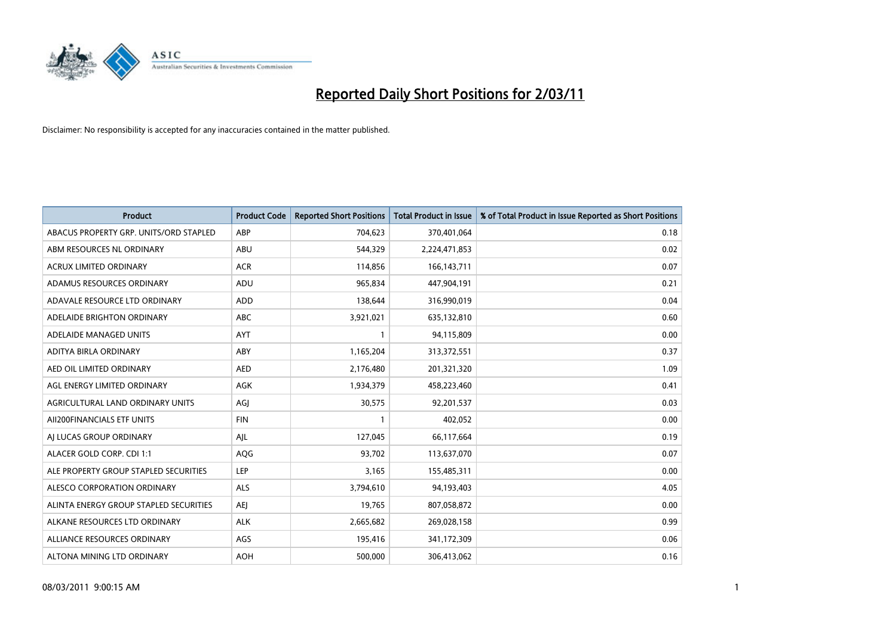# Reported Daily Short Positions for 2/03/11

Disclaimer: No responsibility is accepted for any inaccuracies contained in the matter published.

| Product | Product Code | Reported Short Positions | Total Product in Issue | % of Total Product in Issue Reported as Short Positions |
|---|---|---|---|---|
| ABACUS PROPERTY GRP. UNITS/ORD STAPLED | ABP | 704,623 | 370,401,064 | 0.18 |
| ABM RESOURCES NL ORDINARY | ABU | 544,329 | 2,224,471,853 | 0.02 |
| ACRUX LIMITED ORDINARY | ACR | 114,856 | 166,143,711 | 0.07 |
| ADAMUS RESOURCES ORDINARY | ADU | 965,834 | 447,904,191 | 0.21 |
| ADAVALE RESOURCE LTD ORDINARY | ADD | 138,644 | 316,990,019 | 0.04 |
| ADELAIDE BRIGHTON ORDINARY | ABC | 3,921,021 | 635,132,810 | 0.60 |
| ADELAIDE MANAGED UNITS | AYT | 1 | 94,115,809 | 0.00 |
| ADITYA BIRLA ORDINARY | ABY | 1,165,204 | 313,372,551 | 0.37 |
| AED OIL LIMITED ORDINARY | AED | 2,176,480 | 201,321,320 | 1.09 |
| AGL ENERGY LIMITED ORDINARY | AGK | 1,934,379 | 458,223,460 | 0.41 |
| AGRICULTURAL LAND ORDINARY UNITS | AGJ | 30,575 | 92,201,537 | 0.03 |
| AII200FINANCIALS ETF UNITS | FIN | 1 | 402,052 | 0.00 |
| AJ LUCAS GROUP ORDINARY | AJL | 127,045 | 66,117,664 | 0.19 |
| ALACER GOLD CORP. CDI 1:1 | AQG | 93,702 | 113,637,070 | 0.07 |
| ALE PROPERTY GROUP STAPLED SECURITIES | LEP | 3,165 | 155,485,311 | 0.00 |
| ALESCO CORPORATION ORDINARY | ALS | 3,794,610 | 94,193,403 | 4.05 |
| ALINTA ENERGY GROUP STAPLED SECURITIES | AEJ | 19,765 | 807,058,872 | 0.00 |
| ALKANE RESOURCES LTD ORDINARY | ALK | 2,665,682 | 269,028,158 | 0.99 |
| ALLIANCE RESOURCES ORDINARY | AGS | 195,416 | 341,172,309 | 0.06 |
| ALTONA MINING LTD ORDINARY | AOH | 500,000 | 306,413,062 | 0.16 |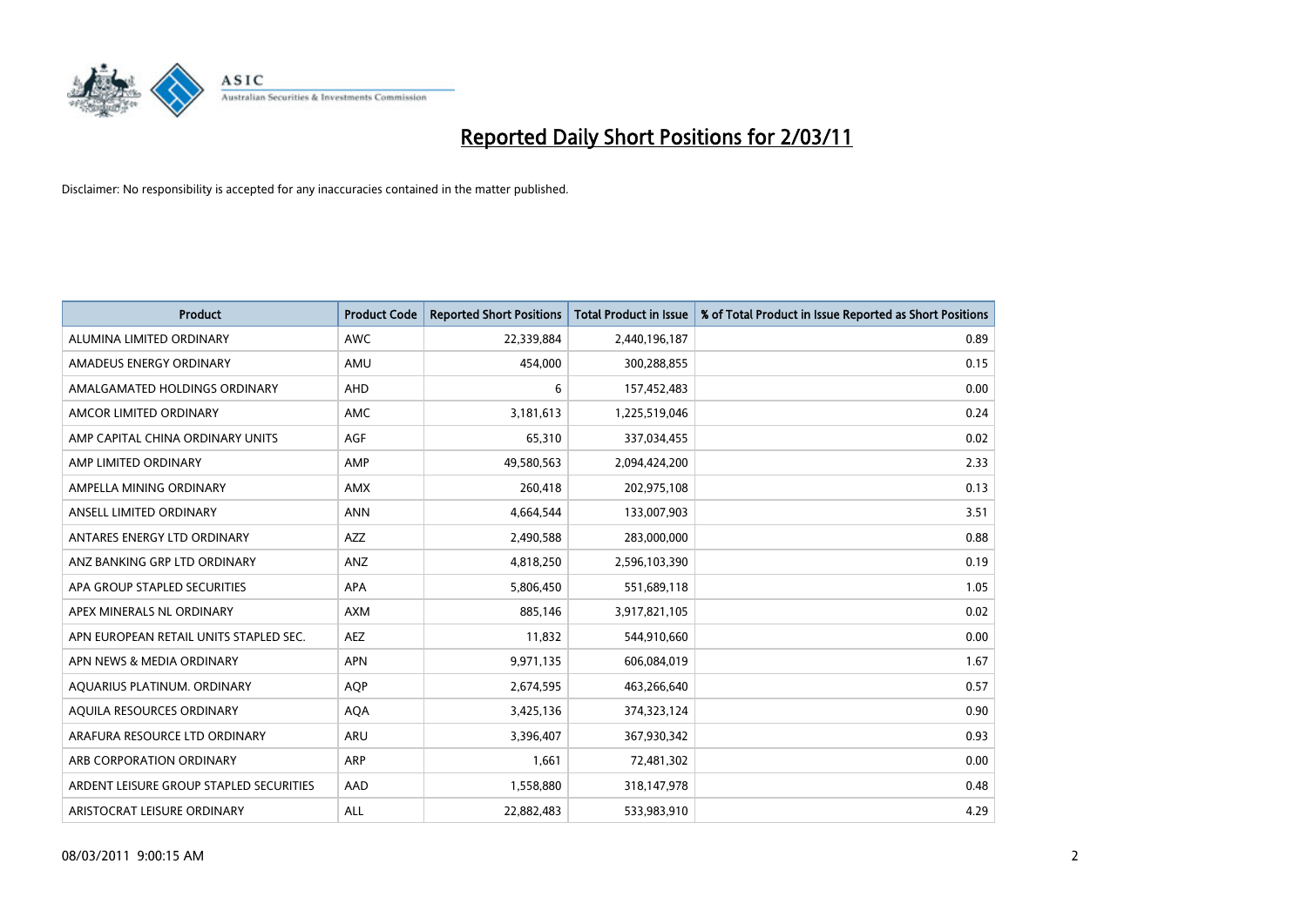# Reported Daily Short Positions for 2/03/11

Disclaimer: No responsibility is accepted for any inaccuracies contained in the matter published.

| Product | Product Code | Reported Short Positions | Total Product in Issue | % of Total Product in Issue Reported as Short Positions |
|---|---|---|---|---|
| ALUMINA LIMITED ORDINARY | AWC | 22,339,884 | 2,440,196,187 | 0.89 |
| AMADEUS ENERGY ORDINARY | AMU | 454,000 | 300,288,855 | 0.15 |
| AMALGAMATED HOLDINGS ORDINARY | AHD | 6 | 157,452,483 | 0.00 |
| AMCOR LIMITED ORDINARY | AMC | 3,181,613 | 1,225,519,046 | 0.24 |
| AMP CAPITAL CHINA ORDINARY UNITS | AGF | 65,310 | 337,034,455 | 0.02 |
| AMP LIMITED ORDINARY | AMP | 49,580,563 | 2,094,424,200 | 2.33 |
| AMPELLA MINING ORDINARY | AMX | 260,418 | 202,975,108 | 0.13 |
| ANSELL LIMITED ORDINARY | ANN | 4,664,544 | 133,007,903 | 3.51 |
| ANTARES ENERGY LTD ORDINARY | AZZ | 2,490,588 | 283,000,000 | 0.88 |
| ANZ BANKING GRP LTD ORDINARY | ANZ | 4,818,250 | 2,596,103,390 | 0.19 |
| APA GROUP STAPLED SECURITIES | APA | 5,806,450 | 551,689,118 | 1.05 |
| APEX MINERALS NL ORDINARY | AXM | 885,146 | 3,917,821,105 | 0.02 |
| APN EUROPEAN RETAIL UNITS STAPLED SEC. | AEZ | 11,832 | 544,910,660 | 0.00 |
| APN NEWS & MEDIA ORDINARY | APN | 9,971,135 | 606,084,019 | 1.67 |
| AQUARIUS PLATINUM. ORDINARY | AQP | 2,674,595 | 463,266,640 | 0.57 |
| AQUILA RESOURCES ORDINARY | AQA | 3,425,136 | 374,323,124 | 0.90 |
| ARAFURA RESOURCE LTD ORDINARY | ARU | 3,396,407 | 367,930,342 | 0.93 |
| ARB CORPORATION ORDINARY | ARP | 1,661 | 72,481,302 | 0.00 |
| ARDENT LEISURE GROUP STAPLED SECURITIES | AAD | 1,558,880 | 318,147,978 | 0.48 |
| ARISTOCRAT LEISURE ORDINARY | ALL | 22,882,483 | 533,983,910 | 4.29 |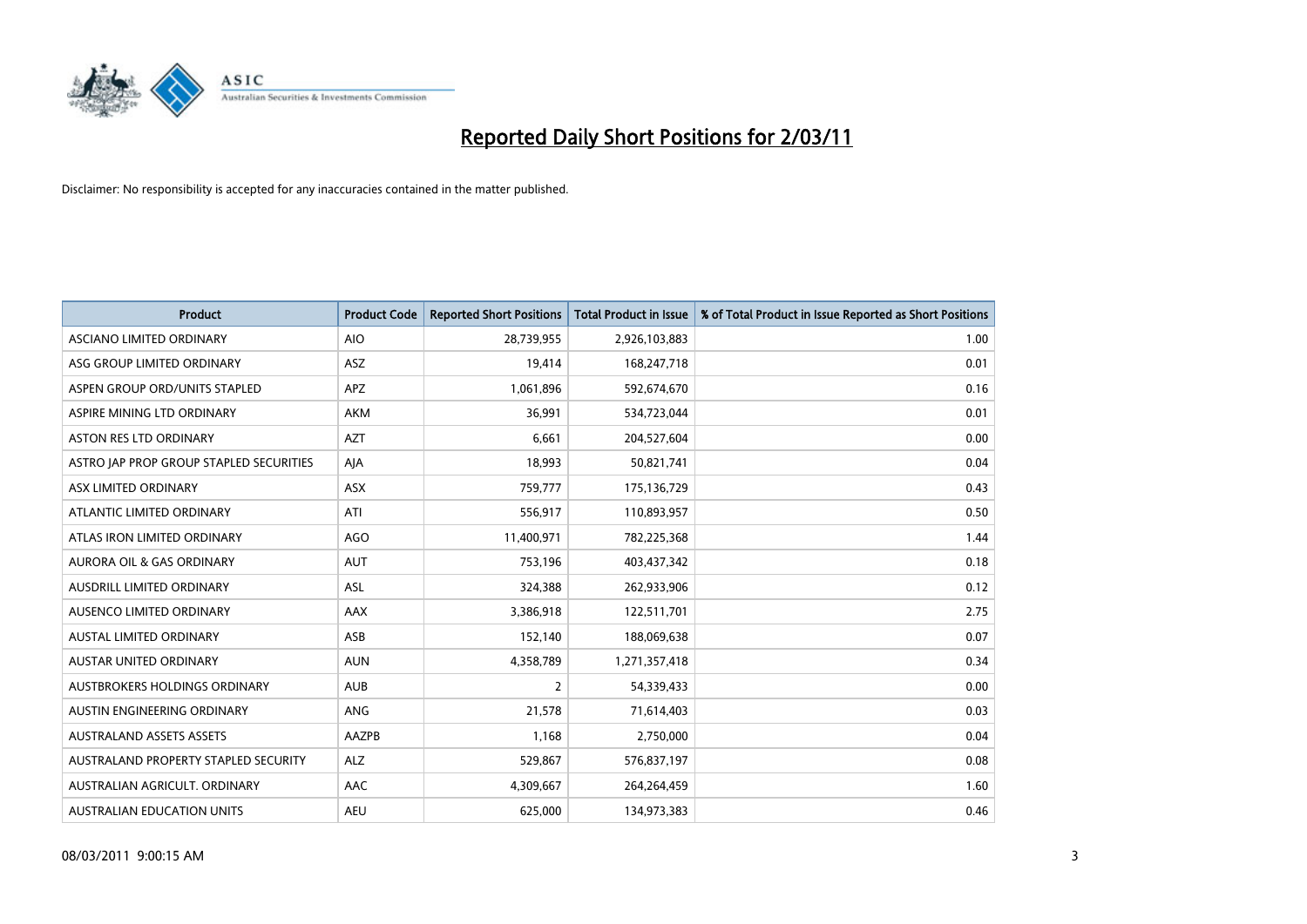# Reported Daily Short Positions for 2/03/11

Disclaimer: No responsibility is accepted for any inaccuracies contained in the matter published.

| Product | Product Code | Reported Short Positions | Total Product in Issue | % of Total Product in Issue Reported as Short Positions |
|---|---|---|---|---|
| ASCIANO LIMITED ORDINARY | AIO | 28,739,955 | 2,926,103,883 | 1.00 |
| ASG GROUP LIMITED ORDINARY | ASZ | 19,414 | 168,247,718 | 0.01 |
| ASPEN GROUP ORD/UNITS STAPLED | APZ | 1,061,896 | 592,674,670 | 0.16 |
| ASPIRE MINING LTD ORDINARY | AKM | 36,991 | 534,723,044 | 0.01 |
| ASTON RES LTD ORDINARY | AZT | 6,661 | 204,527,604 | 0.00 |
| ASTRO JAP PROP GROUP STAPLED SECURITIES | AJA | 18,993 | 50,821,741 | 0.04 |
| ASX LIMITED ORDINARY | ASX | 759,777 | 175,136,729 | 0.43 |
| ATLANTIC LIMITED ORDINARY | ATI | 556,917 | 110,893,957 | 0.50 |
| ATLAS IRON LIMITED ORDINARY | AGO | 11,400,971 | 782,225,368 | 1.44 |
| AURORA OIL & GAS ORDINARY | AUT | 753,196 | 403,437,342 | 0.18 |
| AUSDRILL LIMITED ORDINARY | ASL | 324,388 | 262,933,906 | 0.12 |
| AUSENCO LIMITED ORDINARY | AAX | 3,386,918 | 122,511,701 | 2.75 |
| AUSTAL LIMITED ORDINARY | ASB | 152,140 | 188,069,638 | 0.07 |
| AUSTAR UNITED ORDINARY | AUN | 4,358,789 | 1,271,357,418 | 0.34 |
| AUSTBROKERS HOLDINGS ORDINARY | AUB | 2 | 54,339,433 | 0.00 |
| AUSTIN ENGINEERING ORDINARY | ANG | 21,578 | 71,614,403 | 0.03 |
| AUSTRALAND ASSETS ASSETS | AAZPB | 1,168 | 2,750,000 | 0.04 |
| AUSTRALAND PROPERTY STAPLED SECURITY | ALZ | 529,867 | 576,837,197 | 0.08 |
| AUSTRALIAN AGRICULT. ORDINARY | AAC | 4,309,667 | 264,264,459 | 1.60 |
| AUSTRALIAN EDUCATION UNITS | AEU | 625,000 | 134,973,383 | 0.46 |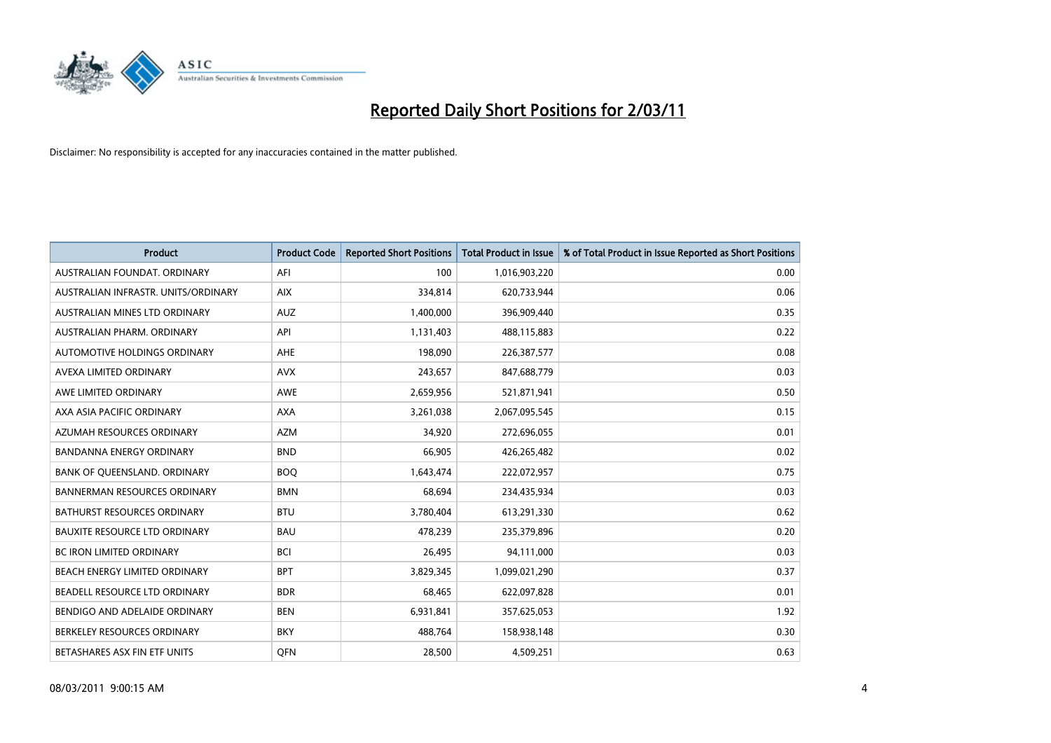# Reported Daily Short Positions for 2/03/11

Disclaimer: No responsibility is accepted for any inaccuracies contained in the matter published.

| Product | Product Code | Reported Short Positions | Total Product in Issue | % of Total Product in Issue Reported as Short Positions |
|---|---|---|---|---|
| AUSTRALIAN FOUNDAT. ORDINARY | AFI | 100 | 1,016,903,220 | 0.00 |
| AUSTRALIAN INFRASTR. UNITS/ORDINARY | AIX | 334,814 | 620,733,944 | 0.06 |
| AUSTRALIAN MINES LTD ORDINARY | AUZ | 1,400,000 | 396,909,440 | 0.35 |
| AUSTRALIAN PHARM. ORDINARY | API | 1,131,403 | 488,115,883 | 0.22 |
| AUTOMOTIVE HOLDINGS ORDINARY | AHE | 198,090 | 226,387,577 | 0.08 |
| AVEXA LIMITED ORDINARY | AVX | 243,657 | 847,688,779 | 0.03 |
| AWE LIMITED ORDINARY | AWE | 2,659,956 | 521,871,941 | 0.50 |
| AXA ASIA PACIFIC ORDINARY | AXA | 3,261,038 | 2,067,095,545 | 0.15 |
| AZUMAH RESOURCES ORDINARY | AZM | 34,920 | 272,696,055 | 0.01 |
| BANDANNA ENERGY ORDINARY | BND | 66,905 | 426,265,482 | 0.02 |
| BANK OF QUEENSLAND. ORDINARY | BOQ | 1,643,474 | 222,072,957 | 0.75 |
| BANNERMAN RESOURCES ORDINARY | BMN | 68,694 | 234,435,934 | 0.03 |
| BATHURST RESOURCES ORDINARY | BTU | 3,780,404 | 613,291,330 | 0.62 |
| BAUXITE RESOURCE LTD ORDINARY | BAU | 478,239 | 235,379,896 | 0.20 |
| BC IRON LIMITED ORDINARY | BCI | 26,495 | 94,111,000 | 0.03 |
| BEACH ENERGY LIMITED ORDINARY | BPT | 3,829,345 | 1,099,021,290 | 0.37 |
| BEADELL RESOURCE LTD ORDINARY | BDR | 68,465 | 622,097,828 | 0.01 |
| BENDIGO AND ADELAIDE ORDINARY | BEN | 6,931,841 | 357,625,053 | 1.92 |
| BERKELEY RESOURCES ORDINARY | BKY | 488,764 | 158,938,148 | 0.30 |
| BETASHARES ASX FIN ETF UNITS | QFN | 28,500 | 4,509,251 | 0.63 |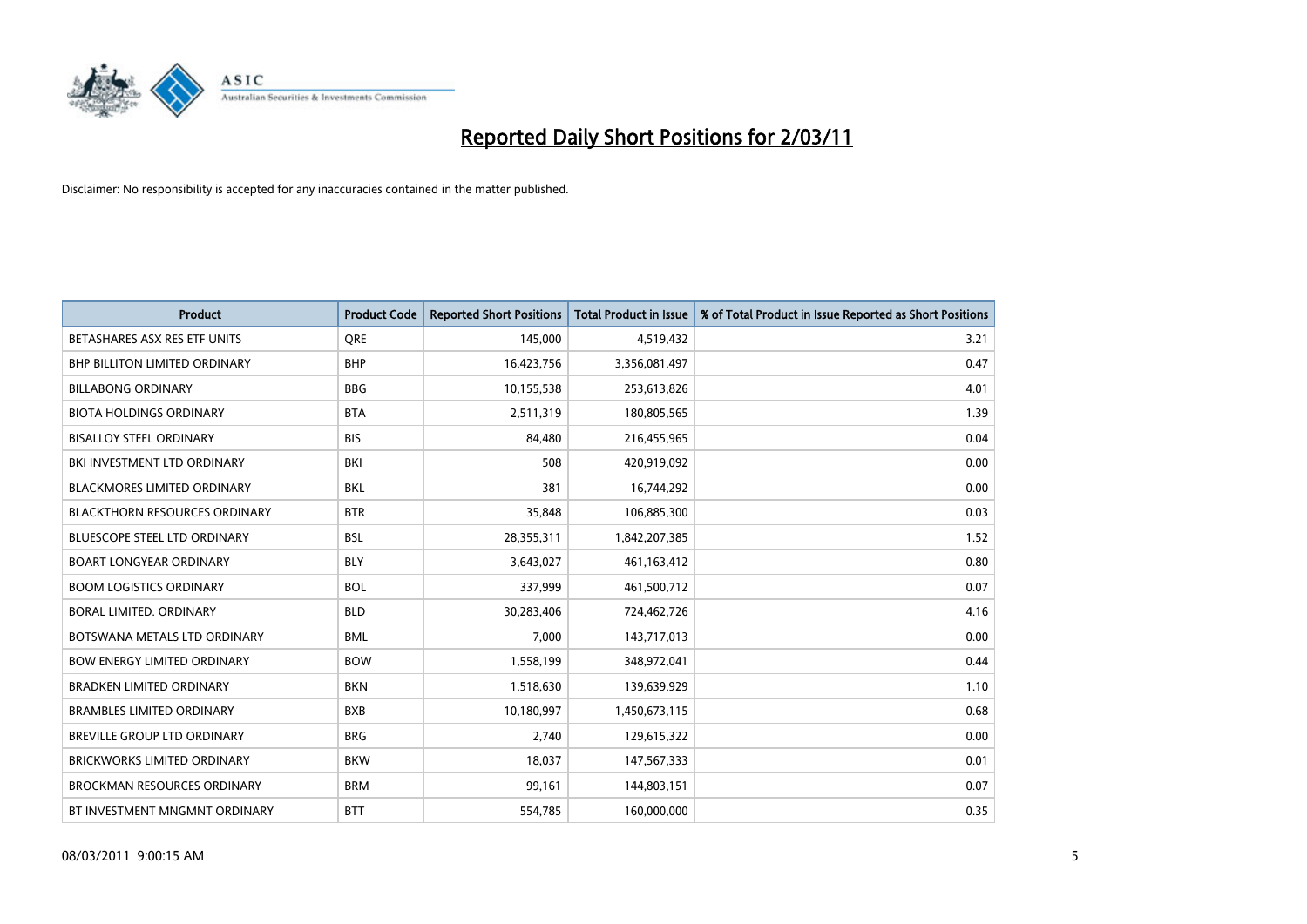# Reported Daily Short Positions for 2/03/11

Disclaimer: No responsibility is accepted for any inaccuracies contained in the matter published.

| Product | Product Code | Reported Short Positions | Total Product in Issue | % of Total Product in Issue Reported as Short Positions |
|---|---|---|---|---|
| BETASHARES ASX RES ETF UNITS | QRE | 145,000 | 4,519,432 | 3.21 |
| BHP BILLITON LIMITED ORDINARY | BHP | 16,423,756 | 3,356,081,497 | 0.47 |
| BILLABONG ORDINARY | BBG | 10,155,538 | 253,613,826 | 4.01 |
| BIOTA HOLDINGS ORDINARY | BTA | 2,511,319 | 180,805,565 | 1.39 |
| BISALLOY STEEL ORDINARY | BIS | 84,480 | 216,455,965 | 0.04 |
| BKI INVESTMENT LTD ORDINARY | BKI | 508 | 420,919,092 | 0.00 |
| BLACKMORES LIMITED ORDINARY | BKL | 381 | 16,744,292 | 0.00 |
| BLACKTHORN RESOURCES ORDINARY | BTR | 35,848 | 106,885,300 | 0.03 |
| BLUESCOPE STEEL LTD ORDINARY | BSL | 28,355,311 | 1,842,207,385 | 1.52 |
| BOART LONGYEAR ORDINARY | BLY | 3,643,027 | 461,163,412 | 0.80 |
| BOOM LOGISTICS ORDINARY | BOL | 337,999 | 461,500,712 | 0.07 |
| BORAL LIMITED. ORDINARY | BLD | 30,283,406 | 724,462,726 | 4.16 |
| BOTSWANA METALS LTD ORDINARY | BML | 7,000 | 143,717,013 | 0.00 |
| BOW ENERGY LIMITED ORDINARY | BOW | 1,558,199 | 348,972,041 | 0.44 |
| BRADKEN LIMITED ORDINARY | BKN | 1,518,630 | 139,639,929 | 1.10 |
| BRAMBLES LIMITED ORDINARY | BXB | 10,180,997 | 1,450,673,115 | 0.68 |
| BREVILLE GROUP LTD ORDINARY | BRG | 2,740 | 129,615,322 | 0.00 |
| BRICKWORKS LIMITED ORDINARY | BKW | 18,037 | 147,567,333 | 0.01 |
| BROCKMAN RESOURCES ORDINARY | BRM | 99,161 | 144,803,151 | 0.07 |
| BT INVESTMENT MNGMNT ORDINARY | BTT | 554,785 | 160,000,000 | 0.35 |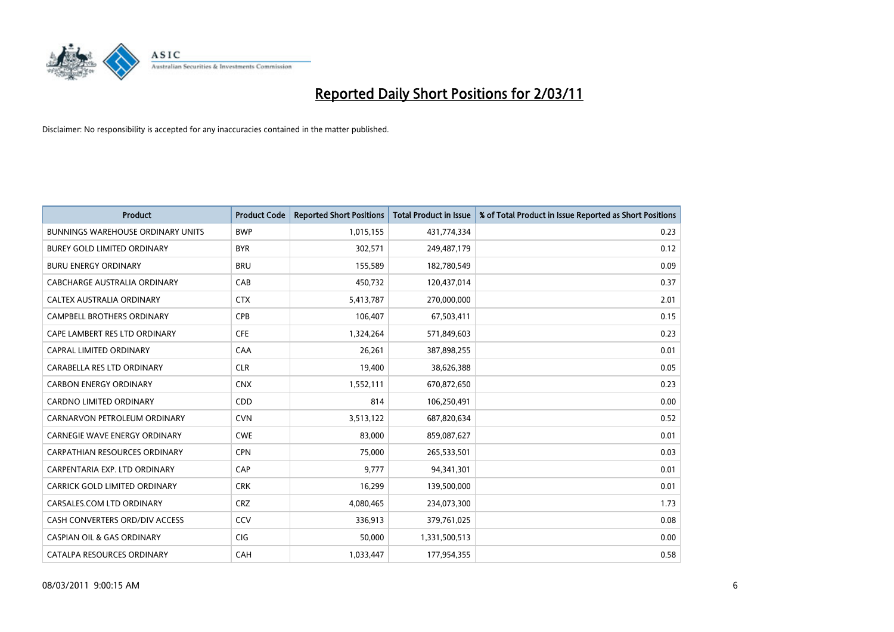# Reported Daily Short Positions for 2/03/11

Disclaimer: No responsibility is accepted for any inaccuracies contained in the matter published.

| Product | Product Code | Reported Short Positions | Total Product in Issue | % of Total Product in Issue Reported as Short Positions |
|---|---|---|---|---|
| BUNNINGS WAREHOUSE ORDINARY UNITS | BWP | 1,015,155 | 431,774,334 | 0.23 |
| BUREY GOLD LIMITED ORDINARY | BYR | 302,571 | 249,487,179 | 0.12 |
| BURU ENERGY ORDINARY | BRU | 155,589 | 182,780,549 | 0.09 |
| CABCHARGE AUSTRALIA ORDINARY | CAB | 450,732 | 120,437,014 | 0.37 |
| CALTEX AUSTRALIA ORDINARY | CTX | 5,413,787 | 270,000,000 | 2.01 |
| CAMPBELL BROTHERS ORDINARY | CPB | 106,407 | 67,503,411 | 0.15 |
| CAPE LAMBERT RES LTD ORDINARY | CFE | 1,324,264 | 571,849,603 | 0.23 |
| CAPRAL LIMITED ORDINARY | CAA | 26,261 | 387,898,255 | 0.01 |
| CARABELLA RES LTD ORDINARY | CLR | 19,400 | 38,626,388 | 0.05 |
| CARBON ENERGY ORDINARY | CNX | 1,552,111 | 670,872,650 | 0.23 |
| CARDNO LIMITED ORDINARY | CDD | 814 | 106,250,491 | 0.00 |
| CARNARVON PETROLEUM ORDINARY | CVN | 3,513,122 | 687,820,634 | 0.52 |
| CARNEGIE WAVE ENERGY ORDINARY | CWE | 83,000 | 859,087,627 | 0.01 |
| CARPATHIAN RESOURCES ORDINARY | CPN | 75,000 | 265,533,501 | 0.03 |
| CARPENTARIA EXP. LTD ORDINARY | CAP | 9,777 | 94,341,301 | 0.01 |
| CARRICK GOLD LIMITED ORDINARY | CRK | 16,299 | 139,500,000 | 0.01 |
| CARSALES.COM LTD ORDINARY | CRZ | 4,080,465 | 234,073,300 | 1.73 |
| CASH CONVERTERS ORD/DIV ACCESS | CCV | 336,913 | 379,761,025 | 0.08 |
| CASPIAN OIL & GAS ORDINARY | CIG | 50,000 | 1,331,500,513 | 0.00 |
| CATALPA RESOURCES ORDINARY | CAH | 1,033,447 | 177,954,355 | 0.58 |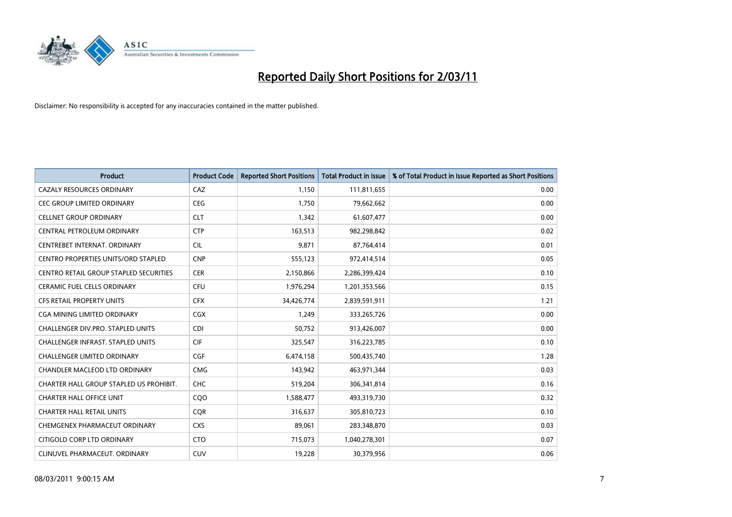# Reported Daily Short Positions for 2/03/11

Disclaimer: No responsibility is accepted for any inaccuracies contained in the matter published.

| Product | Product Code | Reported Short Positions | Total Product in Issue | % of Total Product in Issue Reported as Short Positions |
|---|---|---|---|---|
| CAZALY RESOURCES ORDINARY | CAZ | 1,150 | 111,811,655 | 0.00 |
| CEC GROUP LIMITED ORDINARY | CEG | 1,750 | 79,662,662 | 0.00 |
| CELLNET GROUP ORDINARY | CLT | 1,342 | 61,607,477 | 0.00 |
| CENTRAL PETROLEUM ORDINARY | CTP | 163,513 | 982,298,842 | 0.02 |
| CENTREBET INTERNAT. ORDINARY | CIL | 9,871 | 87,764,414 | 0.01 |
| CENTRO PROPERTIES UNITS/ORD STAPLED | CNP | 555,123 | 972,414,514 | 0.05 |
| CENTRO RETAIL GROUP STAPLED SECURITIES | CER | 2,150,866 | 2,286,399,424 | 0.10 |
| CERAMIC FUEL CELLS ORDINARY | CFU | 1,976,294 | 1,201,353,566 | 0.15 |
| CFS RETAIL PROPERTY UNITS | CFX | 34,426,774 | 2,839,591,911 | 1.21 |
| CGA MINING LIMITED ORDINARY | CGX | 1,249 | 333,265,726 | 0.00 |
| CHALLENGER DIV.PRO. STAPLED UNITS | CDI | 50,752 | 913,426,007 | 0.00 |
| CHALLENGER INFRAST. STAPLED UNITS | CIF | 325,547 | 316,223,785 | 0.10 |
| CHALLENGER LIMITED ORDINARY | CGF | 6,474,158 | 500,435,740 | 1.28 |
| CHANDLER MACLEOD LTD ORDINARY | CMG | 143,942 | 463,971,344 | 0.03 |
| CHARTER HALL GROUP STAPLED US PROHIBIT. | CHC | 519,204 | 306,341,814 | 0.16 |
| CHARTER HALL OFFICE UNIT | CQO | 1,588,477 | 493,319,730 | 0.32 |
| CHARTER HALL RETAIL UNITS | CQR | 316,637 | 305,810,723 | 0.10 |
| CHEMGENEX PHARMACEUT ORDINARY | CXS | 89,061 | 283,348,870 | 0.03 |
| CITIGOLD CORP LTD ORDINARY | CTO | 715,073 | 1,040,278,301 | 0.07 |
| CLINUVEL PHARMACEUT. ORDINARY | CUV | 19,228 | 30,379,956 | 0.06 |

08/03/2011 9:00:15 AM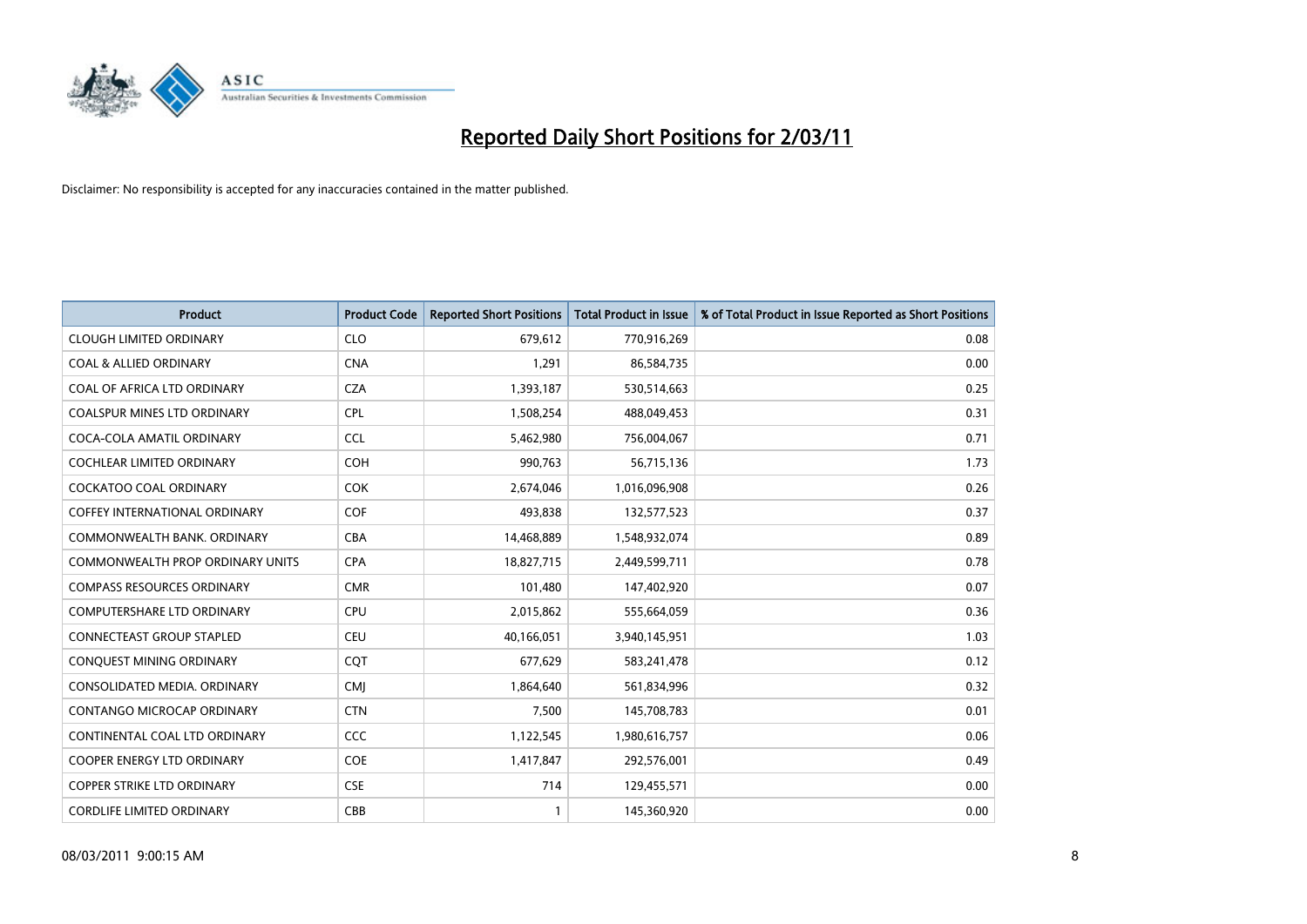# Reported Daily Short Positions for 2/03/11

Disclaimer: No responsibility is accepted for any inaccuracies contained in the matter published.

| Product | Product Code | Reported Short Positions | Total Product in Issue | % of Total Product in Issue Reported as Short Positions |
|---|---|---|---|---|
| CLOUGH LIMITED ORDINARY | CLO | 679,612 | 770,916,269 | 0.08 |
| COAL & ALLIED ORDINARY | CNA | 1,291 | 86,584,735 | 0.00 |
| COAL OF AFRICA LTD ORDINARY | CZA | 1,393,187 | 530,514,663 | 0.25 |
| COALSPUR MINES LTD ORDINARY | CPL | 1,508,254 | 488,049,453 | 0.31 |
| COCA-COLA AMATIL ORDINARY | CCL | 5,462,980 | 756,004,067 | 0.71 |
| COCHLEAR LIMITED ORDINARY | COH | 990,763 | 56,715,136 | 1.73 |
| COCKATOO COAL ORDINARY | COK | 2,674,046 | 1,016,096,908 | 0.26 |
| COFFEY INTERNATIONAL ORDINARY | COF | 493,838 | 132,577,523 | 0.37 |
| COMMONWEALTH BANK. ORDINARY | CBA | 14,468,889 | 1,548,932,074 | 0.89 |
| COMMONWEALTH PROP ORDINARY UNITS | CPA | 18,827,715 | 2,449,599,711 | 0.78 |
| COMPASS RESOURCES ORDINARY | CMR | 101,480 | 147,402,920 | 0.07 |
| COMPUTERSHARE LTD ORDINARY | CPU | 2,015,862 | 555,664,059 | 0.36 |
| CONNECTEAST GROUP STAPLED | CEU | 40,166,051 | 3,940,145,951 | 1.03 |
| CONQUEST MINING ORDINARY | CQT | 677,629 | 583,241,478 | 0.12 |
| CONSOLIDATED MEDIA. ORDINARY | CMJ | 1,864,640 | 561,834,996 | 0.32 |
| CONTANGO MICROCAP ORDINARY | CTN | 7,500 | 145,708,783 | 0.01 |
| CONTINENTAL COAL LTD ORDINARY | CCC | 1,122,545 | 1,980,616,757 | 0.06 |
| COOPER ENERGY LTD ORDINARY | COE | 1,417,847 | 292,576,001 | 0.49 |
| COPPER STRIKE LTD ORDINARY | CSE | 714 | 129,455,571 | 0.00 |
| CORDLIFE LIMITED ORDINARY | CBB | 1 | 145,360,920 | 0.00 |

08/03/2011 9:00:15 AM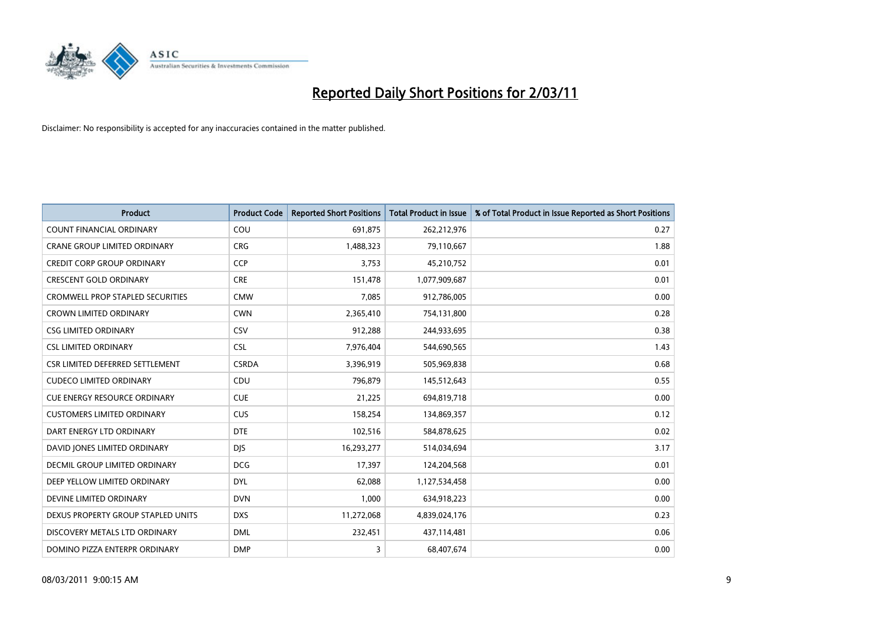# Reported Daily Short Positions for 2/03/11

Disclaimer: No responsibility is accepted for any inaccuracies contained in the matter published.

| Product | Product Code | Reported Short Positions | Total Product in Issue | % of Total Product in Issue Reported as Short Positions |
|---|---|---|---|---|
| COUNT FINANCIAL ORDINARY | COU | 691,875 | 262,212,976 | 0.27 |
| CRANE GROUP LIMITED ORDINARY | CRG | 1,488,323 | 79,110,667 | 1.88 |
| CREDIT CORP GROUP ORDINARY | CCP | 3,753 | 45,210,752 | 0.01 |
| CRESCENT GOLD ORDINARY | CRE | 151,478 | 1,077,909,687 | 0.01 |
| CROMWELL PROP STAPLED SECURITIES | CMW | 7,085 | 912,786,005 | 0.00 |
| CROWN LIMITED ORDINARY | CWN | 2,365,410 | 754,131,800 | 0.28 |
| CSG LIMITED ORDINARY | CSV | 912,288 | 244,933,695 | 0.38 |
| CSL LIMITED ORDINARY | CSL | 7,976,404 | 544,690,565 | 1.43 |
| CSR LIMITED DEFERRED SETTLEMENT | CSRDA | 3,396,919 | 505,969,838 | 0.68 |
| CUDECO LIMITED ORDINARY | CDU | 796,879 | 145,512,643 | 0.55 |
| CUE ENERGY RESOURCE ORDINARY | CUE | 21,225 | 694,819,718 | 0.00 |
| CUSTOMERS LIMITED ORDINARY | CUS | 158,254 | 134,869,357 | 0.12 |
| DART ENERGY LTD ORDINARY | DTE | 102,516 | 584,878,625 | 0.02 |
| DAVID JONES LIMITED ORDINARY | DJS | 16,293,277 | 514,034,694 | 3.17 |
| DECMIL GROUP LIMITED ORDINARY | DCG | 17,397 | 124,204,568 | 0.01 |
| DEEP YELLOW LIMITED ORDINARY | DYL | 62,088 | 1,127,534,458 | 0.00 |
| DEVINE LIMITED ORDINARY | DVN | 1,000 | 634,918,223 | 0.00 |
| DEXUS PROPERTY GROUP STAPLED UNITS | DXS | 11,272,068 | 4,839,024,176 | 0.23 |
| DISCOVERY METALS LTD ORDINARY | DML | 232,451 | 437,114,481 | 0.06 |
| DOMINO PIZZA ENTERPR ORDINARY | DMP | 3 | 68,407,674 | 0.00 |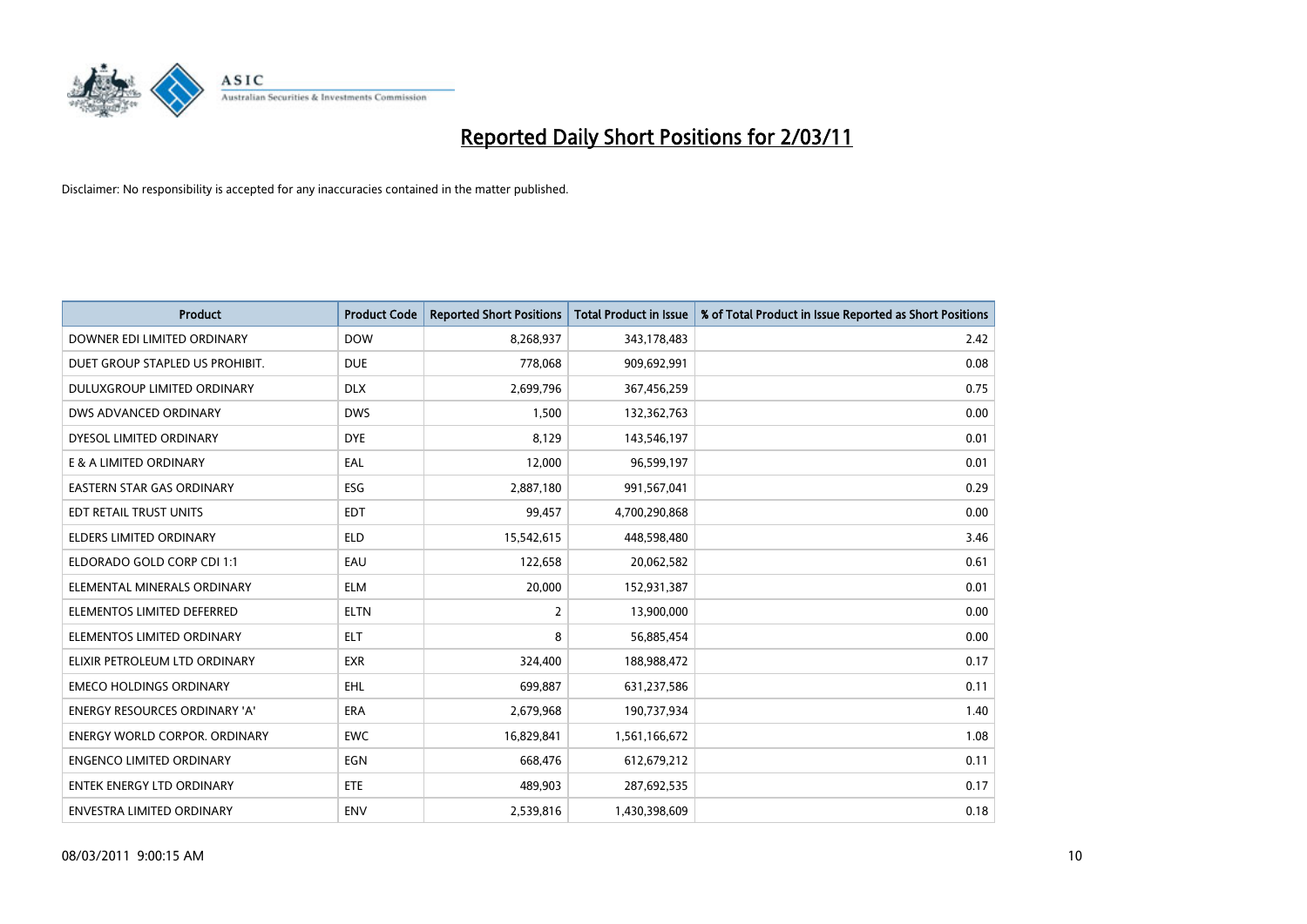# Reported Daily Short Positions for 2/03/11

Disclaimer: No responsibility is accepted for any inaccuracies contained in the matter published.

| Product | Product Code | Reported Short Positions | Total Product in Issue | % of Total Product in Issue Reported as Short Positions |
|---|---|---|---|---|
| DOWNER EDI LIMITED ORDINARY | DOW | 8,268,937 | 343,178,483 | 2.42 |
| DUET GROUP STAPLED US PROHIBIT. | DUE | 778,068 | 909,692,991 | 0.08 |
| DULUXGROUP LIMITED ORDINARY | DLX | 2,699,796 | 367,456,259 | 0.75 |
| DWS ADVANCED ORDINARY | DWS | 1,500 | 132,362,763 | 0.00 |
| DYESOL LIMITED ORDINARY | DYE | 8,129 | 143,546,197 | 0.01 |
| E & A LIMITED ORDINARY | EAL | 12,000 | 96,599,197 | 0.01 |
| EASTERN STAR GAS ORDINARY | ESG | 2,887,180 | 991,567,041 | 0.29 |
| EDT RETAIL TRUST UNITS | EDT | 99,457 | 4,700,290,868 | 0.00 |
| ELDERS LIMITED ORDINARY | ELD | 15,542,615 | 448,598,480 | 3.46 |
| ELDORADO GOLD CORP CDI 1:1 | EAU | 122,658 | 20,062,582 | 0.61 |
| ELEMENTAL MINERALS ORDINARY | ELM | 20,000 | 152,931,387 | 0.01 |
| ELEMENTOS LIMITED DEFERRED | ELTN | 2 | 13,900,000 | 0.00 |
| ELEMENTOS LIMITED ORDINARY | ELT | 8 | 56,885,454 | 0.00 |
| ELIXIR PETROLEUM LTD ORDINARY | EXR | 324,400 | 188,988,472 | 0.17 |
| EMECO HOLDINGS ORDINARY | EHL | 699,887 | 631,237,586 | 0.11 |
| ENERGY RESOURCES ORDINARY 'A' | ERA | 2,679,968 | 190,737,934 | 1.40 |
| ENERGY WORLD CORPOR. ORDINARY | EWC | 16,829,841 | 1,561,166,672 | 1.08 |
| ENGENCO LIMITED ORDINARY | EGN | 668,476 | 612,679,212 | 0.11 |
| ENTEK ENERGY LTD ORDINARY | ETE | 489,903 | 287,692,535 | 0.17 |
| ENVESTRA LIMITED ORDINARY | ENV | 2,539,816 | 1,430,398,609 | 0.18 |

08/03/2011 9:00:15 AM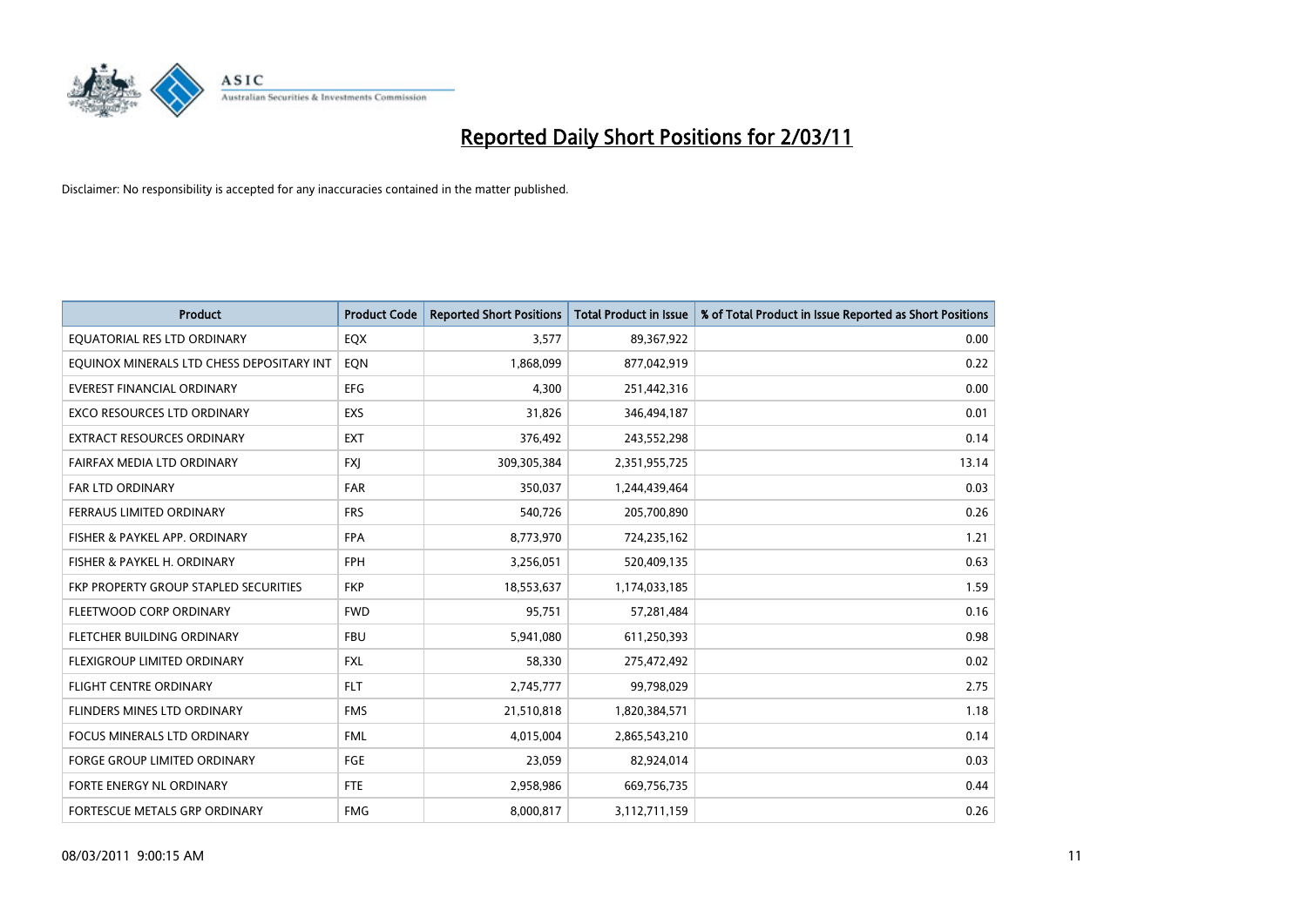# Reported Daily Short Positions for 2/03/11

Disclaimer: No responsibility is accepted for any inaccuracies contained in the matter published.

| Product | Product Code | Reported Short Positions | Total Product in Issue | % of Total Product in Issue Reported as Short Positions |
|---|---|---|---|---|
| EQUATORIAL RES LTD ORDINARY | EQX | 3,577 | 89,367,922 | 0.00 |
| EQUINOX MINERALS LTD CHESS DEPOSITARY INT | EQN | 1,868,099 | 877,042,919 | 0.22 |
| EVEREST FINANCIAL ORDINARY | EFG | 4,300 | 251,442,316 | 0.00 |
| EXCO RESOURCES LTD ORDINARY | EXS | 31,826 | 346,494,187 | 0.01 |
| EXTRACT RESOURCES ORDINARY | EXT | 376,492 | 243,552,298 | 0.14 |
| FAIRFAX MEDIA LTD ORDINARY | FXJ | 309,305,384 | 2,351,955,725 | 13.14 |
| FAR LTD ORDINARY | FAR | 350,037 | 1,244,439,464 | 0.03 |
| FERRAUS LIMITED ORDINARY | FRS | 540,726 | 205,700,890 | 0.26 |
| FISHER & PAYKEL APP. ORDINARY | FPA | 8,773,970 | 724,235,162 | 1.21 |
| FISHER & PAYKEL H. ORDINARY | FPH | 3,256,051 | 520,409,135 | 0.63 |
| FKP PROPERTY GROUP STAPLED SECURITIES | FKP | 18,553,637 | 1,174,033,185 | 1.59 |
| FLEETWOOD CORP ORDINARY | FWD | 95,751 | 57,281,484 | 0.16 |
| FLETCHER BUILDING ORDINARY | FBU | 5,941,080 | 611,250,393 | 0.98 |
| FLEXIGROUP LIMITED ORDINARY | FXL | 58,330 | 275,472,492 | 0.02 |
| FLIGHT CENTRE ORDINARY | FLT | 2,745,777 | 99,798,029 | 2.75 |
| FLINDERS MINES LTD ORDINARY | FMS | 21,510,818 | 1,820,384,571 | 1.18 |
| FOCUS MINERALS LTD ORDINARY | FML | 4,015,004 | 2,865,543,210 | 0.14 |
| FORGE GROUP LIMITED ORDINARY | FGE | 23,059 | 82,924,014 | 0.03 |
| FORTE ENERGY NL ORDINARY | FTE | 2,958,986 | 669,756,735 | 0.44 |
| FORTESCUE METALS GRP ORDINARY | FMG | 8,000,817 | 3,112,711,159 | 0.26 |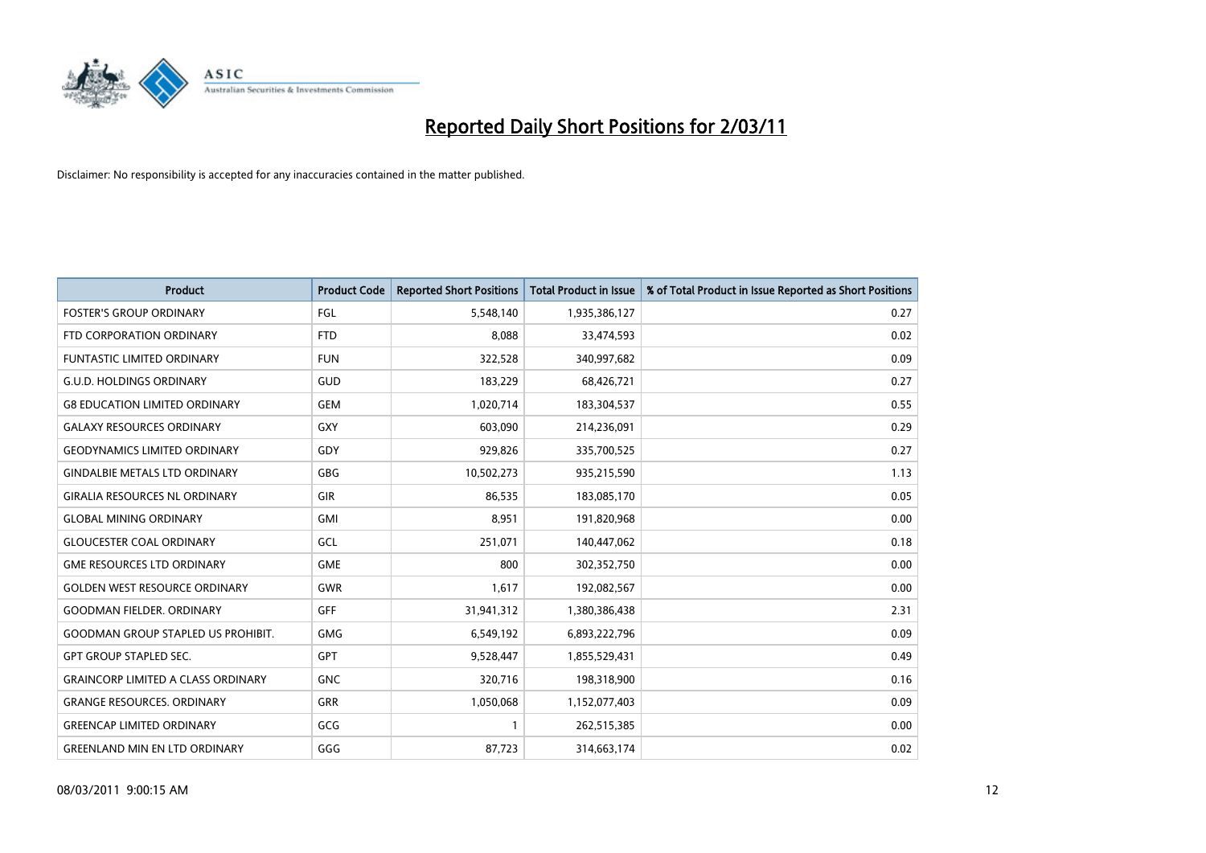# Reported Daily Short Positions for 2/03/11

Disclaimer: No responsibility is accepted for any inaccuracies contained in the matter published.

| Product | Product Code | Reported Short Positions | Total Product in Issue | % of Total Product in Issue Reported as Short Positions |
|---|---|---|---|---|
| FOSTER'S GROUP ORDINARY | FGL | 5,548,140 | 1,935,386,127 | 0.27 |
| FTD CORPORATION ORDINARY | FTD | 8,088 | 33,474,593 | 0.02 |
| FUNTASTIC LIMITED ORDINARY | FUN | 322,528 | 340,997,682 | 0.09 |
| G.U.D. HOLDINGS ORDINARY | GUD | 183,229 | 68,426,721 | 0.27 |
| G8 EDUCATION LIMITED ORDINARY | GEM | 1,020,714 | 183,304,537 | 0.55 |
| GALAXY RESOURCES ORDINARY | GXY | 603,090 | 214,236,091 | 0.29 |
| GEODYNAMICS LIMITED ORDINARY | GDY | 929,826 | 335,700,525 | 0.27 |
| GINDALBIE METALS LTD ORDINARY | GBG | 10,502,273 | 935,215,590 | 1.13 |
| GIRALIA RESOURCES NL ORDINARY | GIR | 86,535 | 183,085,170 | 0.05 |
| GLOBAL MINING ORDINARY | GMI | 8,951 | 191,820,968 | 0.00 |
| GLOUCESTER COAL ORDINARY | GCL | 251,071 | 140,447,062 | 0.18 |
| GME RESOURCES LTD ORDINARY | GME | 800 | 302,352,750 | 0.00 |
| GOLDEN WEST RESOURCE ORDINARY | GWR | 1,617 | 192,082,567 | 0.00 |
| GOODMAN FIELDER. ORDINARY | GFF | 31,941,312 | 1,380,386,438 | 2.31 |
| GOODMAN GROUP STAPLED US PROHIBIT. | GMG | 6,549,192 | 6,893,222,796 | 0.09 |
| GPT GROUP STAPLED SEC. | GPT | 9,528,447 | 1,855,529,431 | 0.49 |
| GRAINCORP LIMITED A CLASS ORDINARY | GNC | 320,716 | 198,318,900 | 0.16 |
| GRANGE RESOURCES. ORDINARY | GRR | 1,050,068 | 1,152,077,403 | 0.09 |
| GREENCAP LIMITED ORDINARY | GCG | 1 | 262,515,385 | 0.00 |
| GREENLAND MIN EN LTD ORDINARY | GGG | 87,723 | 314,663,174 | 0.02 |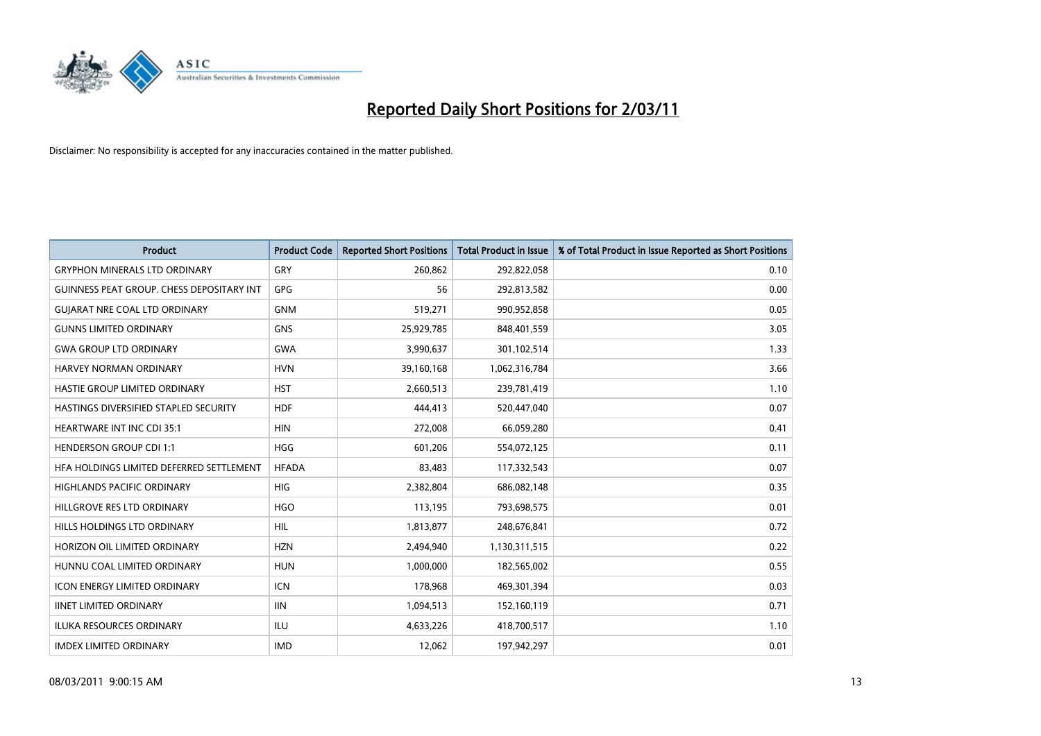# Reported Daily Short Positions for 2/03/11

Disclaimer: No responsibility is accepted for any inaccuracies contained in the matter published.

| Product | Product Code | Reported Short Positions | Total Product in Issue | % of Total Product in Issue Reported as Short Positions |
|---|---|---|---|---|
| GRYPHON MINERALS LTD ORDINARY | GRY | 260,862 | 292,822,058 | 0.10 |
| GUINNESS PEAT GROUP. CHESS DEPOSITARY INT | GPG | 56 | 292,813,582 | 0.00 |
| GUJARAT NRE COAL LTD ORDINARY | GNM | 519,271 | 990,952,858 | 0.05 |
| GUNNS LIMITED ORDINARY | GNS | 25,929,785 | 848,401,559 | 3.05 |
| GWA GROUP LTD ORDINARY | GWA | 3,990,637 | 301,102,514 | 1.33 |
| HARVEY NORMAN ORDINARY | HVN | 39,160,168 | 1,062,316,784 | 3.66 |
| HASTIE GROUP LIMITED ORDINARY | HST | 2,660,513 | 239,781,419 | 1.10 |
| HASTINGS DIVERSIFIED STAPLED SECURITY | HDF | 444,413 | 520,447,040 | 0.07 |
| HEARTWARE INT INC CDI 35:1 | HIN | 272,008 | 66,059,280 | 0.41 |
| HENDERSON GROUP CDI 1:1 | HGG | 601,206 | 554,072,125 | 0.11 |
| HFA HOLDINGS LIMITED DEFERRED SETTLEMENT | HFADA | 83,483 | 117,332,543 | 0.07 |
| HIGHLANDS PACIFIC ORDINARY | HIG | 2,382,804 | 686,082,148 | 0.35 |
| HILLGROVE RES LTD ORDINARY | HGO | 113,195 | 793,698,575 | 0.01 |
| HILLS HOLDINGS LTD ORDINARY | HIL | 1,813,877 | 248,676,841 | 0.72 |
| HORIZON OIL LIMITED ORDINARY | HZN | 2,494,940 | 1,130,311,515 | 0.22 |
| HUNNU COAL LIMITED ORDINARY | HUN | 1,000,000 | 182,565,002 | 0.55 |
| ICON ENERGY LIMITED ORDINARY | ICN | 178,968 | 469,301,394 | 0.03 |
| IINET LIMITED ORDINARY | IIN | 1,094,513 | 152,160,119 | 0.71 |
| ILUKA RESOURCES ORDINARY | ILU | 4,633,226 | 418,700,517 | 1.10 |
| IMDEX LIMITED ORDINARY | IMD | 12,062 | 197,942,297 | 0.01 |

08/03/2011 9:00:15 AM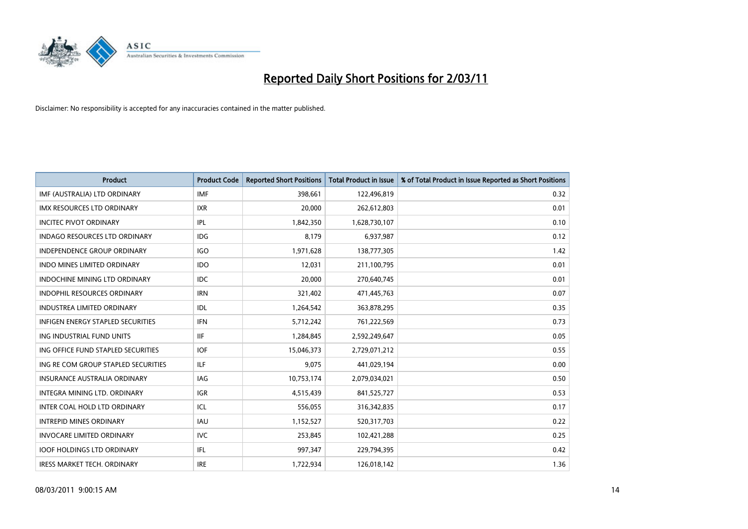# Reported Daily Short Positions for 2/03/11

Disclaimer: No responsibility is accepted for any inaccuracies contained in the matter published.

| Product | Product Code | Reported Short Positions | Total Product in Issue | % of Total Product in Issue Reported as Short Positions |
|---|---|---|---|---|
| IMF (AUSTRALIA) LTD ORDINARY | IMF | 398,661 | 122,496,819 | 0.32 |
| IMX RESOURCES LTD ORDINARY | IXR | 20,000 | 262,612,803 | 0.01 |
| INCITEC PIVOT ORDINARY | IPL | 1,842,350 | 1,628,730,107 | 0.10 |
| INDAGO RESOURCES LTD ORDINARY | IDG | 8,179 | 6,937,987 | 0.12 |
| INDEPENDENCE GROUP ORDINARY | IGO | 1,971,628 | 138,777,305 | 1.42 |
| INDO MINES LIMITED ORDINARY | IDO | 12,031 | 211,100,795 | 0.01 |
| INDOCHINE MINING LTD ORDINARY | IDC | 20,000 | 270,640,745 | 0.01 |
| INDOPHIL RESOURCES ORDINARY | IRN | 321,402 | 471,445,763 | 0.07 |
| INDUSTREA LIMITED ORDINARY | IDL | 1,264,542 | 363,878,295 | 0.35 |
| INFIGEN ENERGY STAPLED SECURITIES | IFN | 5,712,242 | 761,222,569 | 0.73 |
| ING INDUSTRIAL FUND UNITS | IIF | 1,284,845 | 2,592,249,647 | 0.05 |
| ING OFFICE FUND STAPLED SECURITIES | IOF | 15,046,373 | 2,729,071,212 | 0.55 |
| ING RE COM GROUP STAPLED SECURITIES | ILF | 9,075 | 441,029,194 | 0.00 |
| INSURANCE AUSTRALIA ORDINARY | IAG | 10,753,174 | 2,079,034,021 | 0.50 |
| INTEGRA MINING LTD. ORDINARY | IGR | 4,515,439 | 841,525,727 | 0.53 |
| INTER COAL HOLD LTD ORDINARY | ICL | 556,055 | 316,342,835 | 0.17 |
| INTREPID MINES ORDINARY | IAU | 1,152,527 | 520,317,703 | 0.22 |
| INVOCARE LIMITED ORDINARY | IVC | 253,845 | 102,421,288 | 0.25 |
| IOOF HOLDINGS LTD ORDINARY | IFL | 997,347 | 229,794,395 | 0.42 |
| IRESS MARKET TECH. ORDINARY | IRE | 1,722,934 | 126,018,142 | 1.36 |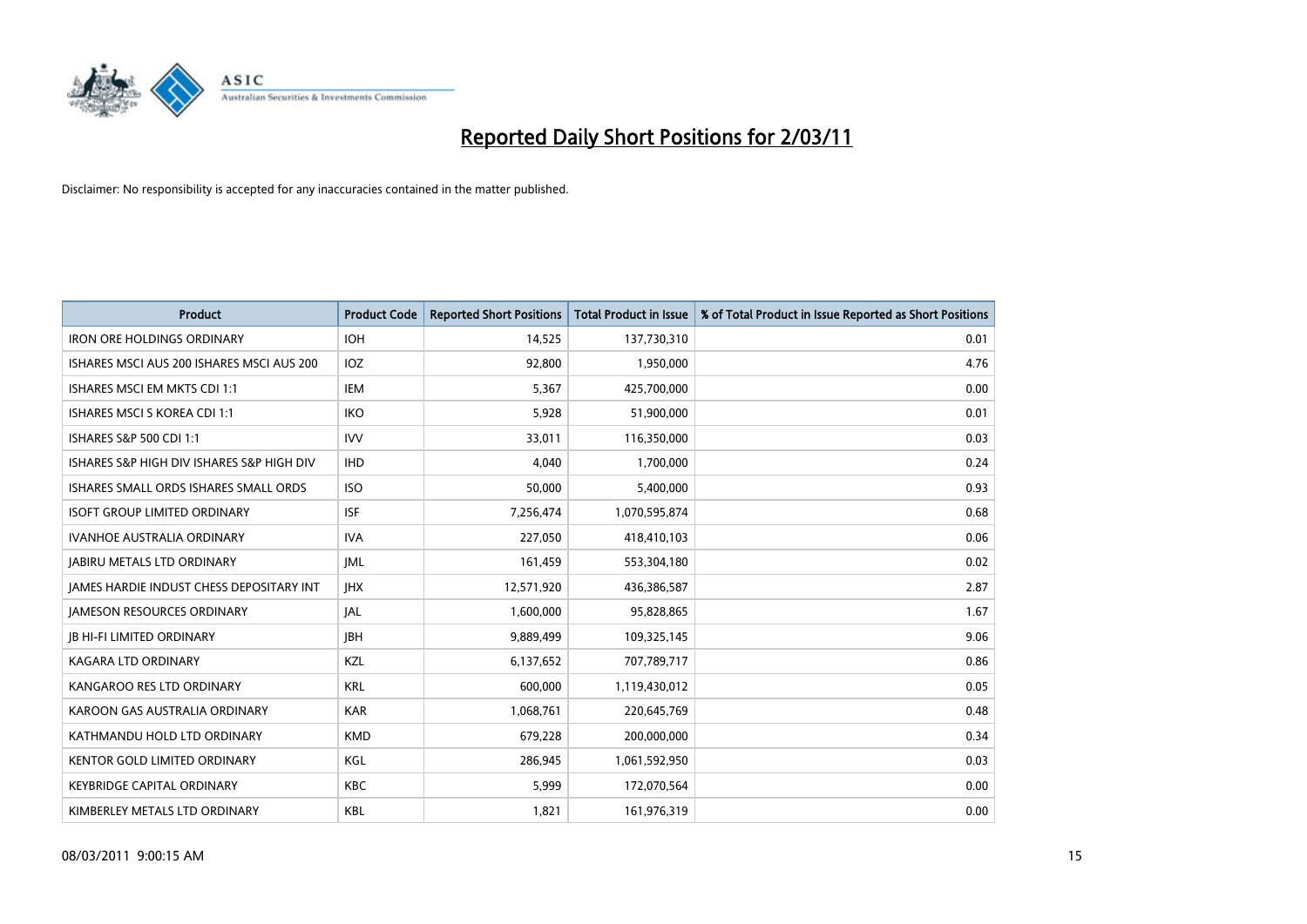# Reported Daily Short Positions for 2/03/11

Disclaimer: No responsibility is accepted for any inaccuracies contained in the matter published.

| Product | Product Code | Reported Short Positions | Total Product in Issue | % of Total Product in Issue Reported as Short Positions |
|---|---|---|---|---|
| IRON ORE HOLDINGS ORDINARY | IOH | 14,525 | 137,730,310 | 0.01 |
| ISHARES MSCI AUS 200 ISHARES MSCI AUS 200 | IOZ | 92,800 | 1,950,000 | 4.76 |
| ISHARES MSCI EM MKTS CDI 1:1 | IEM | 5,367 | 425,700,000 | 0.00 |
| ISHARES MSCI S KOREA CDI 1:1 | IKO | 5,928 | 51,900,000 | 0.01 |
| ISHARES S&P 500 CDI 1:1 | IVV | 33,011 | 116,350,000 | 0.03 |
| ISHARES S&P HIGH DIV ISHARES S&P HIGH DIV | IHD | 4,040 | 1,700,000 | 0.24 |
| ISHARES SMALL ORDS ISHARES SMALL ORDS | ISO | 50,000 | 5,400,000 | 0.93 |
| ISOFT GROUP LIMITED ORDINARY | ISF | 7,256,474 | 1,070,595,874 | 0.68 |
| IVANHOE AUSTRALIA ORDINARY | IVA | 227,050 | 418,410,103 | 0.06 |
| JABIRU METALS LTD ORDINARY | JML | 161,459 | 553,304,180 | 0.02 |
| JAMES HARDIE INDUST CHESS DEPOSITARY INT | JHX | 12,571,920 | 436,386,587 | 2.87 |
| JAMESON RESOURCES ORDINARY | JAL | 1,600,000 | 95,828,865 | 1.67 |
| JB HI-FI LIMITED ORDINARY | JBH | 9,889,499 | 109,325,145 | 9.06 |
| KAGARA LTD ORDINARY | KZL | 6,137,652 | 707,789,717 | 0.86 |
| KANGAROO RES LTD ORDINARY | KRL | 600,000 | 1,119,430,012 | 0.05 |
| KAROON GAS AUSTRALIA ORDINARY | KAR | 1,068,761 | 220,645,769 | 0.48 |
| KATHMANDU HOLD LTD ORDINARY | KMD | 679,228 | 200,000,000 | 0.34 |
| KENTOR GOLD LIMITED ORDINARY | KGL | 286,945 | 1,061,592,950 | 0.03 |
| KEYBRIDGE CAPITAL ORDINARY | KBC | 5,999 | 172,070,564 | 0.00 |
| KIMBERLEY METALS LTD ORDINARY | KBL | 1,821 | 161,976,319 | 0.00 |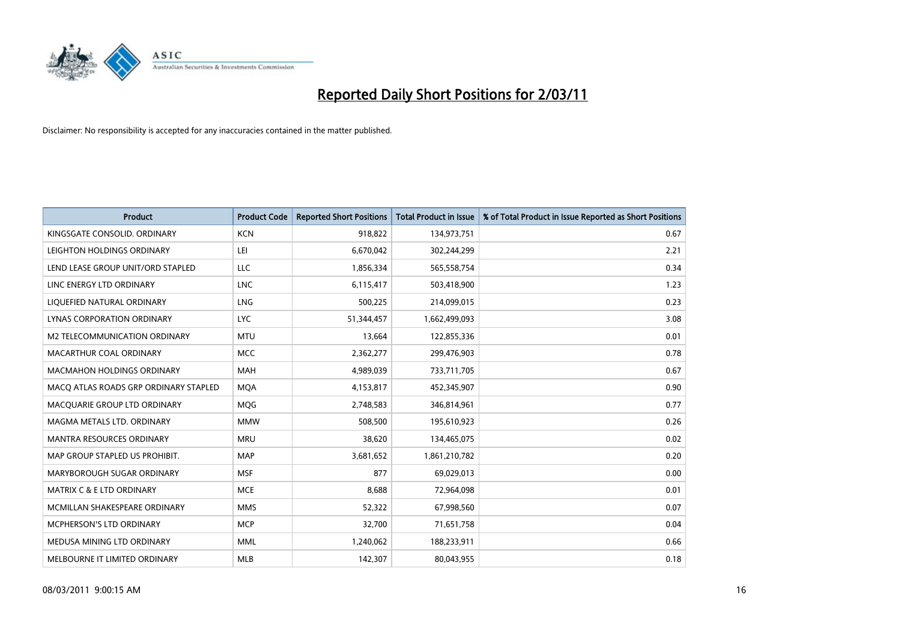# Reported Daily Short Positions for 2/03/11

Disclaimer: No responsibility is accepted for any inaccuracies contained in the matter published.

| Product | Product Code | Reported Short Positions | Total Product in Issue | % of Total Product in Issue Reported as Short Positions |
|---|---|---|---|---|
| KINGSGATE CONSOLID. ORDINARY | KCN | 918,822 | 134,973,751 | 0.67 |
| LEIGHTON HOLDINGS ORDINARY | LEI | 6,670,042 | 302,244,299 | 2.21 |
| LEND LEASE GROUP UNIT/ORD STAPLED | LLC | 1,856,334 | 565,558,754 | 0.34 |
| LINC ENERGY LTD ORDINARY | LNC | 6,115,417 | 503,418,900 | 1.23 |
| LIQUEFIED NATURAL ORDINARY | LNG | 500,225 | 214,099,015 | 0.23 |
| LYNAS CORPORATION ORDINARY | LYC | 51,344,457 | 1,662,499,093 | 3.08 |
| M2 TELECOMMUNICATION ORDINARY | MTU | 13,664 | 122,855,336 | 0.01 |
| MACARTHUR COAL ORDINARY | MCC | 2,362,277 | 299,476,903 | 0.78 |
| MACMAHON HOLDINGS ORDINARY | MAH | 4,989,039 | 733,711,705 | 0.67 |
| MACQ ATLAS ROADS GRP ORDINARY STAPLED | MQA | 4,153,817 | 452,345,907 | 0.90 |
| MACQUARIE GROUP LTD ORDINARY | MQG | 2,748,583 | 346,814,961 | 0.77 |
| MAGMA METALS LTD. ORDINARY | MMW | 508,500 | 195,610,923 | 0.26 |
| MANTRA RESOURCES ORDINARY | MRU | 38,620 | 134,465,075 | 0.02 |
| MAP GROUP STAPLED US PROHIBIT. | MAP | 3,681,652 | 1,861,210,782 | 0.20 |
| MARYBOROUGH SUGAR ORDINARY | MSF | 877 | 69,029,013 | 0.00 |
| MATRIX C & E LTD ORDINARY | MCE | 8,688 | 72,964,098 | 0.01 |
| MCMILLAN SHAKESPEARE ORDINARY | MMS | 52,322 | 67,998,560 | 0.07 |
| MCPHERSON'S LTD ORDINARY | MCP | 32,700 | 71,651,758 | 0.04 |
| MEDUSA MINING LTD ORDINARY | MML | 1,240,062 | 188,233,911 | 0.66 |
| MELBOURNE IT LIMITED ORDINARY | MLB | 142,307 | 80,043,955 | 0.18 |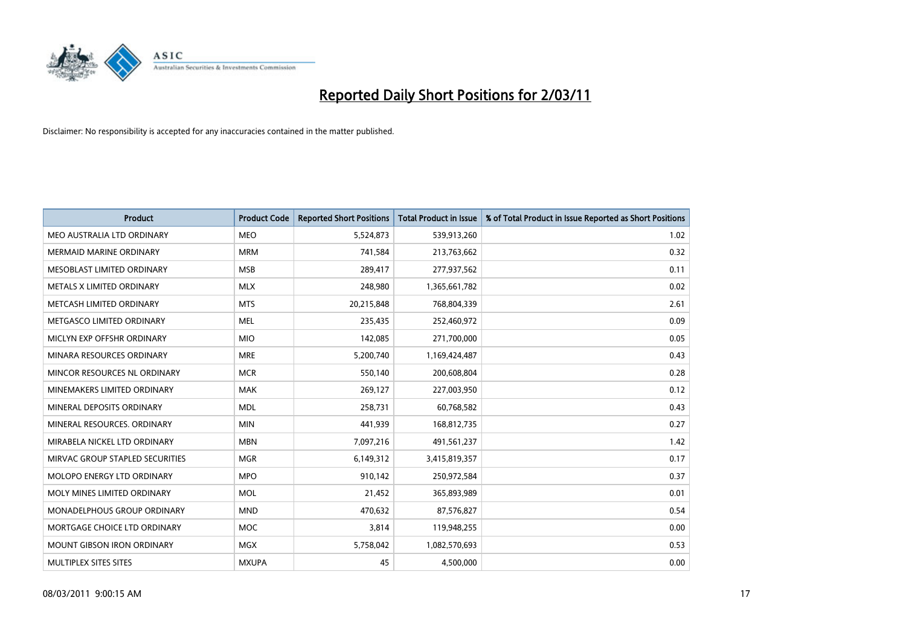# Reported Daily Short Positions for 2/03/11

Disclaimer: No responsibility is accepted for any inaccuracies contained in the matter published.

| Product | Product Code | Reported Short Positions | Total Product in Issue | % of Total Product in Issue Reported as Short Positions |
|---|---|---|---|---|
| MEO AUSTRALIA LTD ORDINARY | MEO | 5,524,873 | 539,913,260 | 1.02 |
| MERMAID MARINE ORDINARY | MRM | 741,584 | 213,763,662 | 0.32 |
| MESOBLAST LIMITED ORDINARY | MSB | 289,417 | 277,937,562 | 0.11 |
| METALS X LIMITED ORDINARY | MLX | 248,980 | 1,365,661,782 | 0.02 |
| METCASH LIMITED ORDINARY | MTS | 20,215,848 | 768,804,339 | 2.61 |
| METGASCO LIMITED ORDINARY | MEL | 235,435 | 252,460,972 | 0.09 |
| MICLYN EXP OFFSHR ORDINARY | MIO | 142,085 | 271,700,000 | 0.05 |
| MINARA RESOURCES ORDINARY | MRE | 5,200,740 | 1,169,424,487 | 0.43 |
| MINCOR RESOURCES NL ORDINARY | MCR | 550,140 | 200,608,804 | 0.28 |
| MINEMAKERS LIMITED ORDINARY | MAK | 269,127 | 227,003,950 | 0.12 |
| MINERAL DEPOSITS ORDINARY | MDL | 258,731 | 60,768,582 | 0.43 |
| MINERAL RESOURCES. ORDINARY | MIN | 441,939 | 168,812,735 | 0.27 |
| MIRABELA NICKEL LTD ORDINARY | MBN | 7,097,216 | 491,561,237 | 1.42 |
| MIRVAC GROUP STAPLED SECURITIES | MGR | 6,149,312 | 3,415,819,357 | 0.17 |
| MOLOPO ENERGY LTD ORDINARY | MPO | 910,142 | 250,972,584 | 0.37 |
| MOLY MINES LIMITED ORDINARY | MOL | 21,452 | 365,893,989 | 0.01 |
| MONADELPHOUS GROUP ORDINARY | MND | 470,632 | 87,576,827 | 0.54 |
| MORTGAGE CHOICE LTD ORDINARY | MOC | 3,814 | 119,948,255 | 0.00 |
| MOUNT GIBSON IRON ORDINARY | MGX | 5,758,042 | 1,082,570,693 | 0.53 |
| MULTIPLEX SITES SITES | MXUPA | 45 | 4,500,000 | 0.00 |

08/03/2011 9:00:15 AM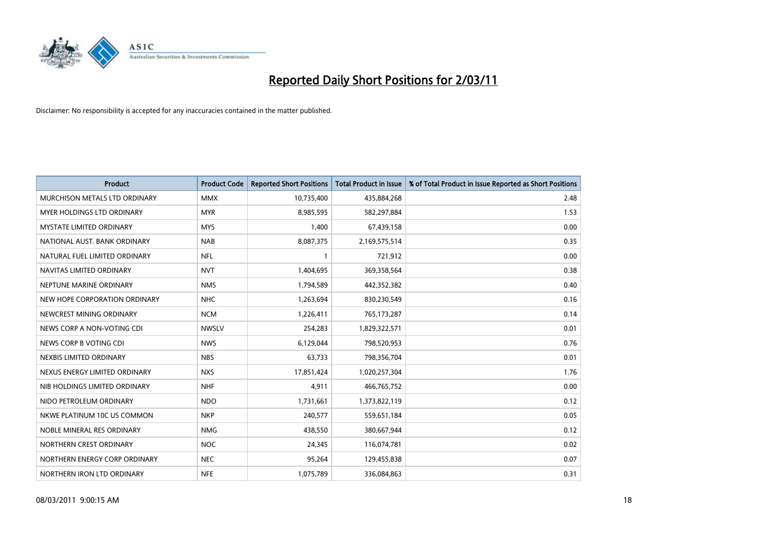# Reported Daily Short Positions for 2/03/11

Disclaimer: No responsibility is accepted for any inaccuracies contained in the matter published.

| Product | Product Code | Reported Short Positions | Total Product in Issue | % of Total Product in Issue Reported as Short Positions |
|---|---|---|---|---|
| MURCHISON METALS LTD ORDINARY | MMX | 10,735,400 | 435,884,268 | 2.48 |
| MYER HOLDINGS LTD ORDINARY | MYR | 8,985,595 | 582,297,884 | 1.53 |
| MYSTATE LIMITED ORDINARY | MYS | 1,400 | 67,439,158 | 0.00 |
| NATIONAL AUST. BANK ORDINARY | NAB | 8,087,375 | 2,169,575,514 | 0.35 |
| NATURAL FUEL LIMITED ORDINARY | NFL | 1 | 721,912 | 0.00 |
| NAVITAS LIMITED ORDINARY | NVT | 1,404,695 | 369,358,564 | 0.38 |
| NEPTUNE MARINE ORDINARY | NMS | 1,794,589 | 442,352,382 | 0.40 |
| NEW HOPE CORPORATION ORDINARY | NHC | 1,263,694 | 830,230,549 | 0.16 |
| NEWCREST MINING ORDINARY | NCM | 1,226,411 | 765,173,287 | 0.14 |
| NEWS CORP A NON-VOTING CDI | NWSLV | 254,283 | 1,829,322,571 | 0.01 |
| NEWS CORP B VOTING CDI | NWS | 6,129,044 | 798,520,953 | 0.76 |
| NEXBIS LIMITED ORDINARY | NBS | 63,733 | 798,356,704 | 0.01 |
| NEXUS ENERGY LIMITED ORDINARY | NXS | 17,851,424 | 1,020,257,304 | 1.76 |
| NIB HOLDINGS LIMITED ORDINARY | NHF | 4,911 | 466,765,752 | 0.00 |
| NIDO PETROLEUM ORDINARY | NDO | 1,731,661 | 1,373,822,119 | 0.12 |
| NKWE PLATINUM 10C US COMMON | NKP | 240,577 | 559,651,184 | 0.05 |
| NOBLE MINERAL RES ORDINARY | NMG | 438,550 | 380,667,944 | 0.12 |
| NORTHERN CREST ORDINARY | NOC | 24,345 | 116,074,781 | 0.02 |
| NORTHERN ENERGY CORP ORDINARY | NEC | 95,264 | 129,455,838 | 0.07 |
| NORTHERN IRON LTD ORDINARY | NFE | 1,075,789 | 336,084,863 | 0.31 |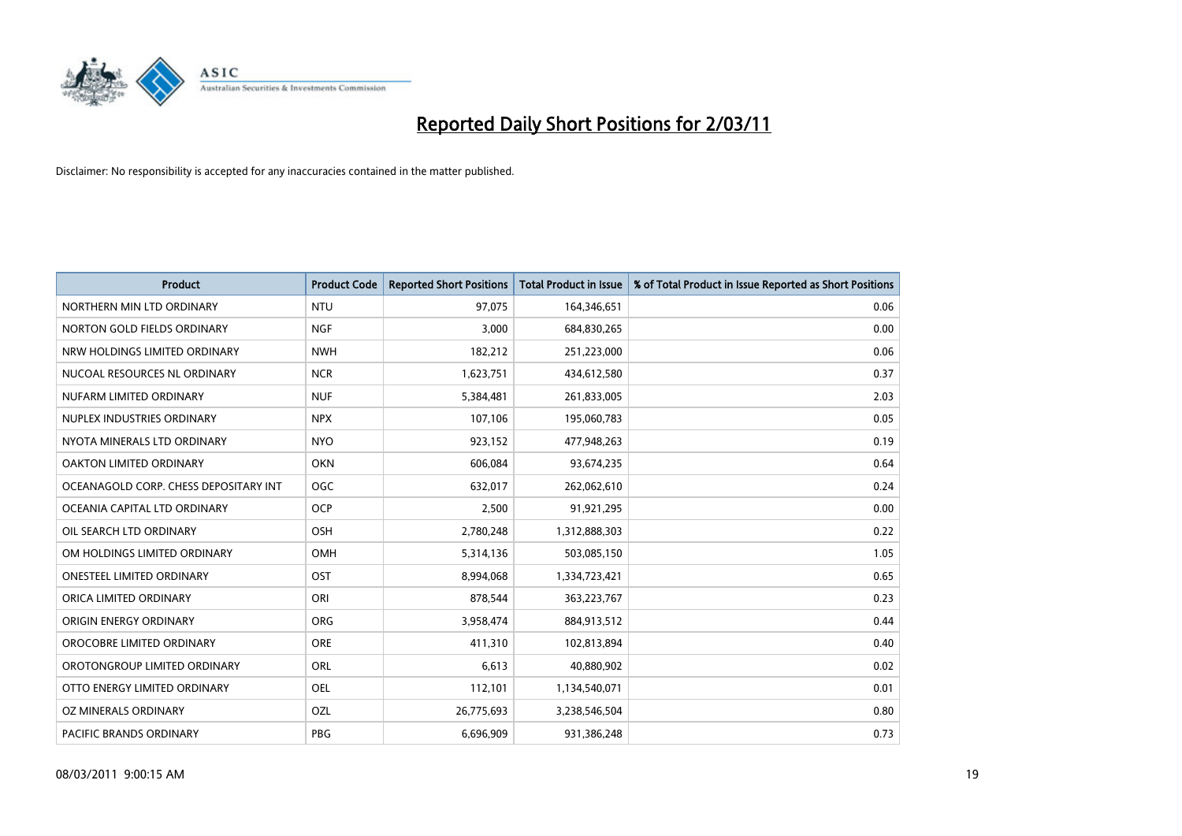# Reported Daily Short Positions for 2/03/11

Disclaimer: No responsibility is accepted for any inaccuracies contained in the matter published.

| Product | Product Code | Reported Short Positions | Total Product in Issue | % of Total Product in Issue Reported as Short Positions |
|---|---|---|---|---|
| NORTHERN MIN LTD ORDINARY | NTU | 97,075 | 164,346,651 | 0.06 |
| NORTON GOLD FIELDS ORDINARY | NGF | 3,000 | 684,830,265 | 0.00 |
| NRW HOLDINGS LIMITED ORDINARY | NWH | 182,212 | 251,223,000 | 0.06 |
| NUCOAL RESOURCES NL ORDINARY | NCR | 1,623,751 | 434,612,580 | 0.37 |
| NUFARM LIMITED ORDINARY | NUF | 5,384,481 | 261,833,005 | 2.03 |
| NUPLEX INDUSTRIES ORDINARY | NPX | 107,106 | 195,060,783 | 0.05 |
| NYOTA MINERALS LTD ORDINARY | NYO | 923,152 | 477,948,263 | 0.19 |
| OAKTON LIMITED ORDINARY | OKN | 606,084 | 93,674,235 | 0.64 |
| OCEANAGOLD CORP. CHESS DEPOSITARY INT | OGC | 632,017 | 262,062,610 | 0.24 |
| OCEANIA CAPITAL LTD ORDINARY | OCP | 2,500 | 91,921,295 | 0.00 |
| OIL SEARCH LTD ORDINARY | OSH | 2,780,248 | 1,312,888,303 | 0.22 |
| OM HOLDINGS LIMITED ORDINARY | OMH | 5,314,136 | 503,085,150 | 1.05 |
| ONESTEEL LIMITED ORDINARY | OST | 8,994,068 | 1,334,723,421 | 0.65 |
| ORICA LIMITED ORDINARY | ORI | 878,544 | 363,223,767 | 0.23 |
| ORIGIN ENERGY ORDINARY | ORG | 3,958,474 | 884,913,512 | 0.44 |
| OROCOBRE LIMITED ORDINARY | ORE | 411,310 | 102,813,894 | 0.40 |
| OROTONGROUP LIMITED ORDINARY | ORL | 6,613 | 40,880,902 | 0.02 |
| OTTO ENERGY LIMITED ORDINARY | OEL | 112,101 | 1,134,540,071 | 0.01 |
| OZ MINERALS ORDINARY | OZL | 26,775,693 | 3,238,546,504 | 0.80 |
| PACIFIC BRANDS ORDINARY | PBG | 6,696,909 | 931,386,248 | 0.73 |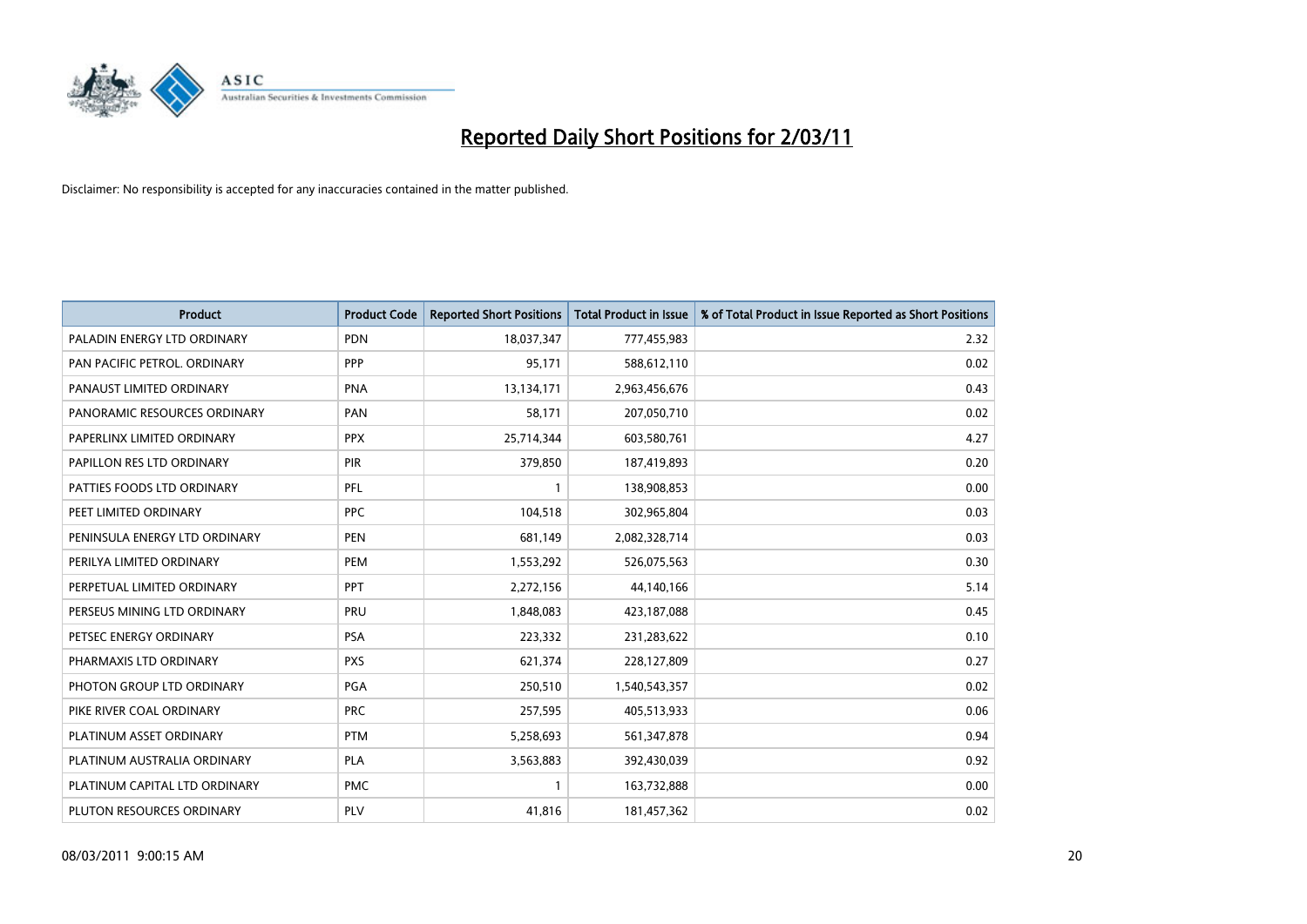# Reported Daily Short Positions for 2/03/11

Disclaimer: No responsibility is accepted for any inaccuracies contained in the matter published.

| Product | Product Code | Reported Short Positions | Total Product in Issue | % of Total Product in Issue Reported as Short Positions |
|---|---|---|---|---|
| PALADIN ENERGY LTD ORDINARY | PDN | 18,037,347 | 777,455,983 | 2.32 |
| PAN PACIFIC PETROL. ORDINARY | PPP | 95,171 | 588,612,110 | 0.02 |
| PANAUST LIMITED ORDINARY | PNA | 13,134,171 | 2,963,456,676 | 0.43 |
| PANORAMIC RESOURCES ORDINARY | PAN | 58,171 | 207,050,710 | 0.02 |
| PAPERLINX LIMITED ORDINARY | PPX | 25,714,344 | 603,580,761 | 4.27 |
| PAPILLON RES LTD ORDINARY | PIR | 379,850 | 187,419,893 | 0.20 |
| PATTIES FOODS LTD ORDINARY | PFL | 1 | 138,908,853 | 0.00 |
| PEET LIMITED ORDINARY | PPC | 104,518 | 302,965,804 | 0.03 |
| PENINSULA ENERGY LTD ORDINARY | PEN | 681,149 | 2,082,328,714 | 0.03 |
| PERILYA LIMITED ORDINARY | PEM | 1,553,292 | 526,075,563 | 0.30 |
| PERPETUAL LIMITED ORDINARY | PPT | 2,272,156 | 44,140,166 | 5.14 |
| PERSEUS MINING LTD ORDINARY | PRU | 1,848,083 | 423,187,088 | 0.45 |
| PETSEC ENERGY ORDINARY | PSA | 223,332 | 231,283,622 | 0.10 |
| PHARMAXIS LTD ORDINARY | PXS | 621,374 | 228,127,809 | 0.27 |
| PHOTON GROUP LTD ORDINARY | PGA | 250,510 | 1,540,543,357 | 0.02 |
| PIKE RIVER COAL ORDINARY | PRC | 257,595 | 405,513,933 | 0.06 |
| PLATINUM ASSET ORDINARY | PTM | 5,258,693 | 561,347,878 | 0.94 |
| PLATINUM AUSTRALIA ORDINARY | PLA | 3,563,883 | 392,430,039 | 0.92 |
| PLATINUM CAPITAL LTD ORDINARY | PMC | 1 | 163,732,888 | 0.00 |
| PLUTON RESOURCES ORDINARY | PLV | 41,816 | 181,457,362 | 0.02 |

08/03/2011 9:00:15 AM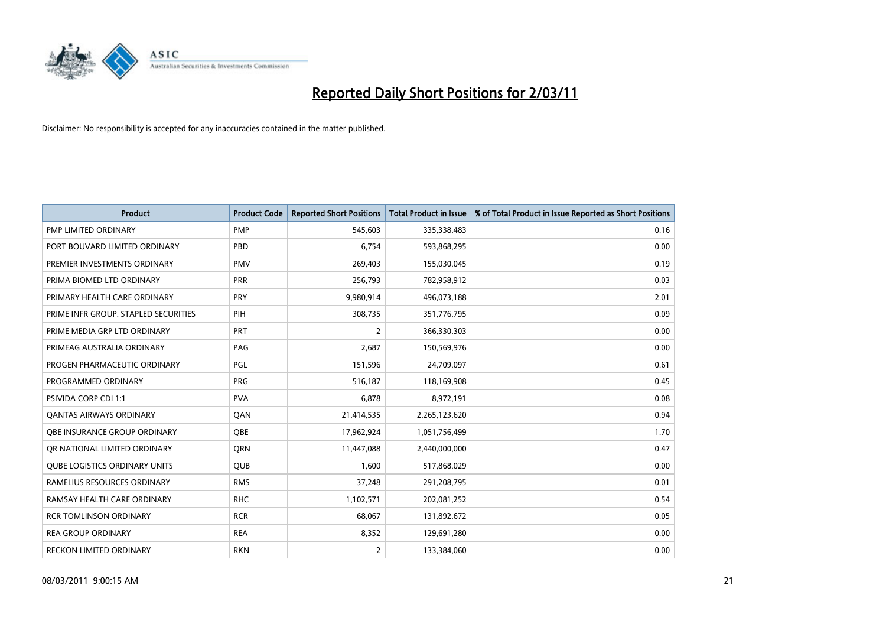# Reported Daily Short Positions for 2/03/11

Disclaimer: No responsibility is accepted for any inaccuracies contained in the matter published.

| Product | Product Code | Reported Short Positions | Total Product in Issue | % of Total Product in Issue Reported as Short Positions |
|---|---|---|---|---|
| PMP LIMITED ORDINARY | PMP | 545,603 | 335,338,483 | 0.16 |
| PORT BOUVARD LIMITED ORDINARY | PBD | 6,754 | 593,868,295 | 0.00 |
| PREMIER INVESTMENTS ORDINARY | PMV | 269,403 | 155,030,045 | 0.19 |
| PRIMA BIOMED LTD ORDINARY | PRR | 256,793 | 782,958,912 | 0.03 |
| PRIMARY HEALTH CARE ORDINARY | PRY | 9,980,914 | 496,073,188 | 2.01 |
| PRIME INFR GROUP. STAPLED SECURITIES | PIH | 308,735 | 351,776,795 | 0.09 |
| PRIME MEDIA GRP LTD ORDINARY | PRT | 2 | 366,330,303 | 0.00 |
| PRIMEAG AUSTRALIA ORDINARY | PAG | 2,687 | 150,569,976 | 0.00 |
| PROGEN PHARMACEUTIC ORDINARY | PGL | 151,596 | 24,709,097 | 0.61 |
| PROGRAMMED ORDINARY | PRG | 516,187 | 118,169,908 | 0.45 |
| PSIVIDA CORP CDI 1:1 | PVA | 6,878 | 8,972,191 | 0.08 |
| QANTAS AIRWAYS ORDINARY | QAN | 21,414,535 | 2,265,123,620 | 0.94 |
| QBE INSURANCE GROUP ORDINARY | QBE | 17,962,924 | 1,051,756,499 | 1.70 |
| QR NATIONAL LIMITED ORDINARY | QRN | 11,447,088 | 2,440,000,000 | 0.47 |
| QUBE LOGISTICS ORDINARY UNITS | QUB | 1,600 | 517,868,029 | 0.00 |
| RAMELIUS RESOURCES ORDINARY | RMS | 37,248 | 291,208,795 | 0.01 |
| RAMSAY HEALTH CARE ORDINARY | RHC | 1,102,571 | 202,081,252 | 0.54 |
| RCR TOMLINSON ORDINARY | RCR | 68,067 | 131,892,672 | 0.05 |
| REA GROUP ORDINARY | REA | 8,352 | 129,691,280 | 0.00 |
| RECKON LIMITED ORDINARY | RKN | 2 | 133,384,060 | 0.00 |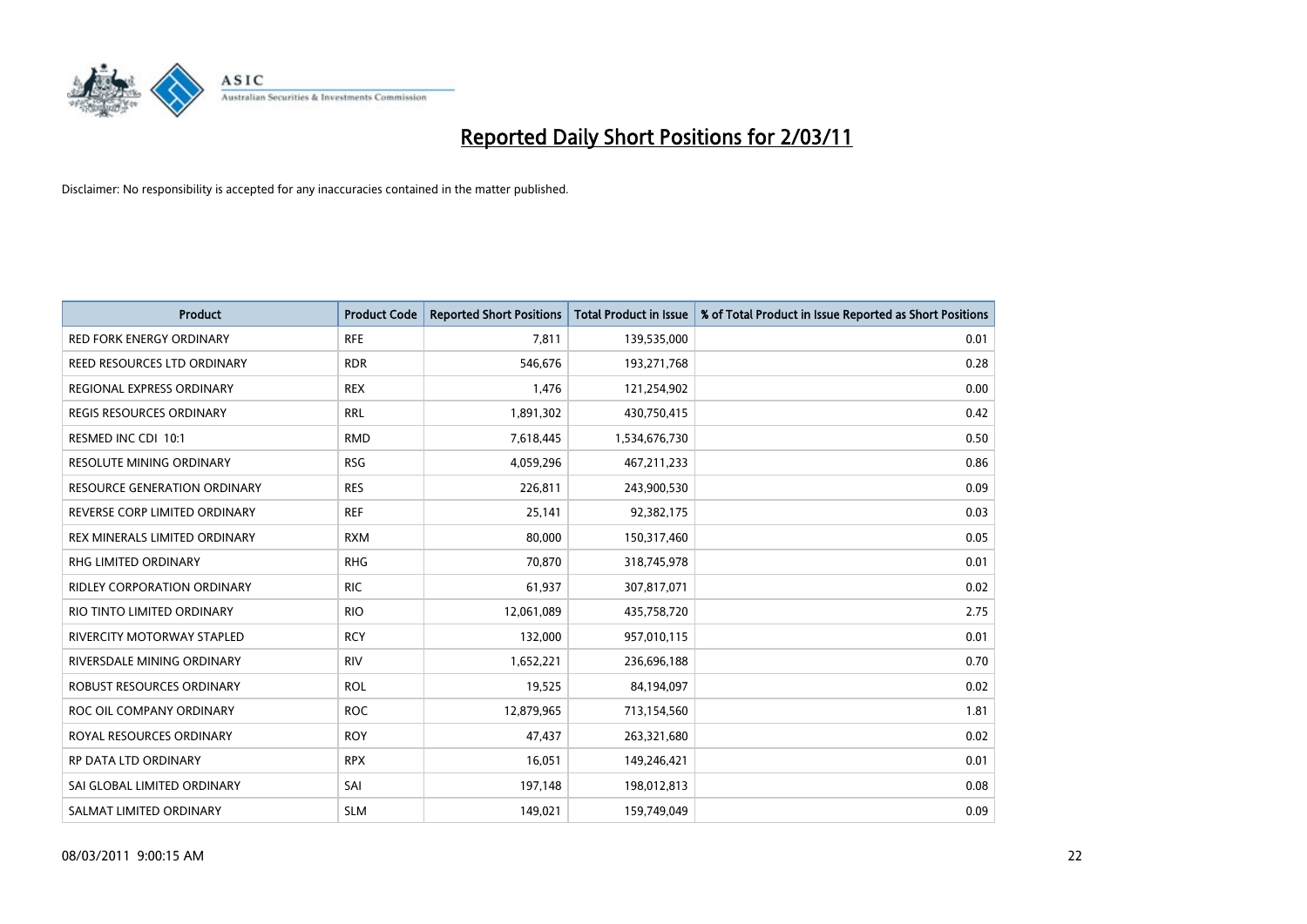# Reported Daily Short Positions for 2/03/11

Disclaimer: No responsibility is accepted for any inaccuracies contained in the matter published.

| Product | Product Code | Reported Short Positions | Total Product in Issue | % of Total Product in Issue Reported as Short Positions |
|---|---|---|---|---|
| RED FORK ENERGY ORDINARY | RFE | 7,811 | 139,535,000 | 0.01 |
| REED RESOURCES LTD ORDINARY | RDR | 546,676 | 193,271,768 | 0.28 |
| REGIONAL EXPRESS ORDINARY | REX | 1,476 | 121,254,902 | 0.00 |
| REGIS RESOURCES ORDINARY | RRL | 1,891,302 | 430,750,415 | 0.42 |
| RESMED INC CDI 10:1 | RMD | 7,618,445 | 1,534,676,730 | 0.50 |
| RESOLUTE MINING ORDINARY | RSG | 4,059,296 | 467,211,233 | 0.86 |
| RESOURCE GENERATION ORDINARY | RES | 226,811 | 243,900,530 | 0.09 |
| REVERSE CORP LIMITED ORDINARY | REF | 25,141 | 92,382,175 | 0.03 |
| REX MINERALS LIMITED ORDINARY | RXM | 80,000 | 150,317,460 | 0.05 |
| RHG LIMITED ORDINARY | RHG | 70,870 | 318,745,978 | 0.01 |
| RIDLEY CORPORATION ORDINARY | RIC | 61,937 | 307,817,071 | 0.02 |
| RIO TINTO LIMITED ORDINARY | RIO | 12,061,089 | 435,758,720 | 2.75 |
| RIVERCITY MOTORWAY STAPLED | RCY | 132,000 | 957,010,115 | 0.01 |
| RIVERSDALE MINING ORDINARY | RIV | 1,652,221 | 236,696,188 | 0.70 |
| ROBUST RESOURCES ORDINARY | ROL | 19,525 | 84,194,097 | 0.02 |
| ROC OIL COMPANY ORDINARY | ROC | 12,879,965 | 713,154,560 | 1.81 |
| ROYAL RESOURCES ORDINARY | ROY | 47,437 | 263,321,680 | 0.02 |
| RP DATA LTD ORDINARY | RPX | 16,051 | 149,246,421 | 0.01 |
| SAI GLOBAL LIMITED ORDINARY | SAI | 197,148 | 198,012,813 | 0.08 |
| SALMAT LIMITED ORDINARY | SLM | 149,021 | 159,749,049 | 0.09 |

08/03/2011 9:00:15 AM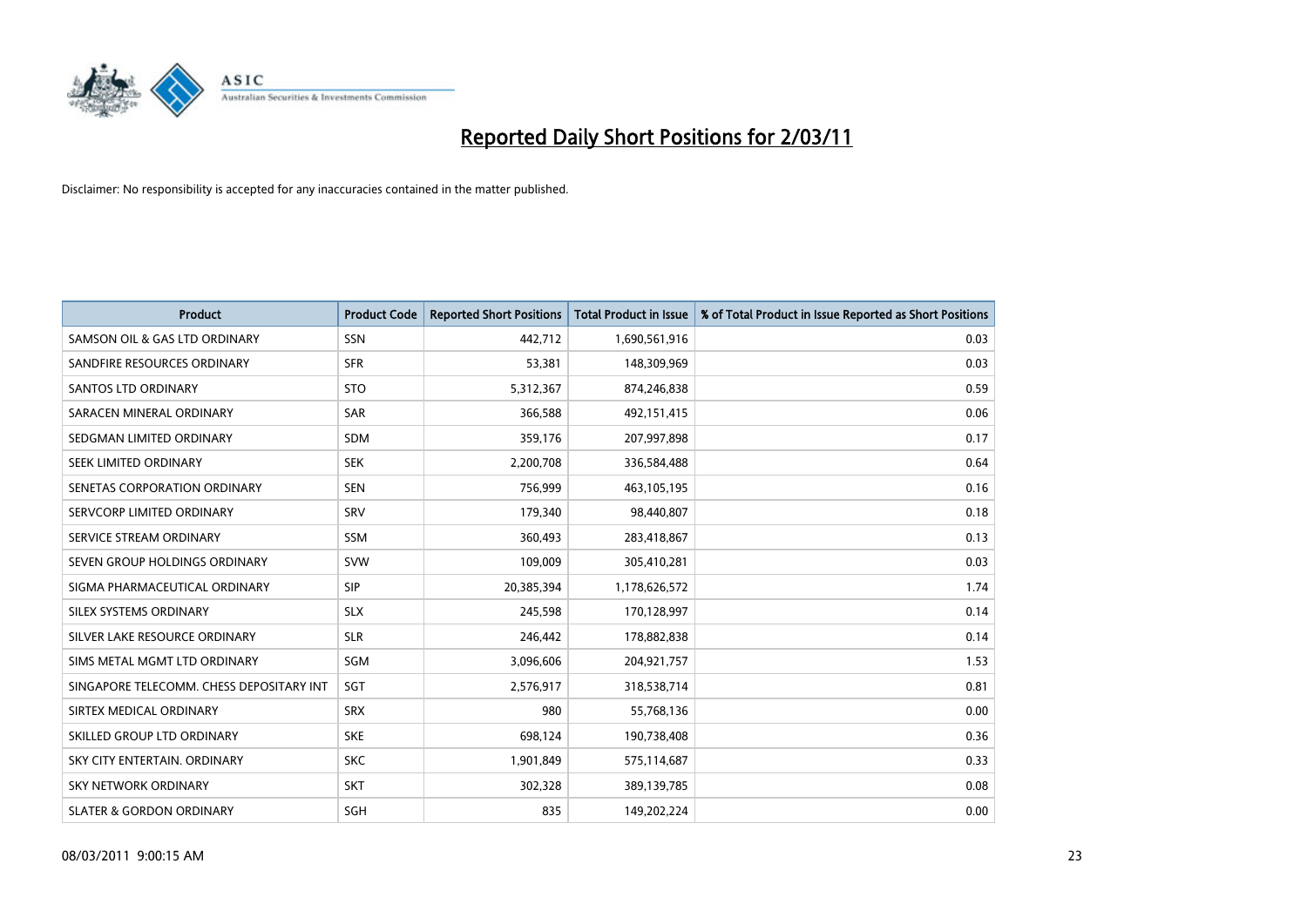# Reported Daily Short Positions for 2/03/11

Disclaimer: No responsibility is accepted for any inaccuracies contained in the matter published.

| Product | Product Code | Reported Short Positions | Total Product in Issue | % of Total Product in Issue Reported as Short Positions |
|---|---|---|---|---|
| SAMSON OIL & GAS LTD ORDINARY | SSN | 442,712 | 1,690,561,916 | 0.03 |
| SANDFIRE RESOURCES ORDINARY | SFR | 53,381 | 148,309,969 | 0.03 |
| SANTOS LTD ORDINARY | STO | 5,312,367 | 874,246,838 | 0.59 |
| SARACEN MINERAL ORDINARY | SAR | 366,588 | 492,151,415 | 0.06 |
| SEDGMAN LIMITED ORDINARY | SDM | 359,176 | 207,997,898 | 0.17 |
| SEEK LIMITED ORDINARY | SEK | 2,200,708 | 336,584,488 | 0.64 |
| SENETAS CORPORATION ORDINARY | SEN | 756,999 | 463,105,195 | 0.16 |
| SERVCORP LIMITED ORDINARY | SRV | 179,340 | 98,440,807 | 0.18 |
| SERVICE STREAM ORDINARY | SSM | 360,493 | 283,418,867 | 0.13 |
| SEVEN GROUP HOLDINGS ORDINARY | SVW | 109,009 | 305,410,281 | 0.03 |
| SIGMA PHARMACEUTICAL ORDINARY | SIP | 20,385,394 | 1,178,626,572 | 1.74 |
| SILEX SYSTEMS ORDINARY | SLX | 245,598 | 170,128,997 | 0.14 |
| SILVER LAKE RESOURCE ORDINARY | SLR | 246,442 | 178,882,838 | 0.14 |
| SIMS METAL MGMT LTD ORDINARY | SGM | 3,096,606 | 204,921,757 | 1.53 |
| SINGAPORE TELECOMM. CHESS DEPOSITARY INT | SGT | 2,576,917 | 318,538,714 | 0.81 |
| SIRTEX MEDICAL ORDINARY | SRX | 980 | 55,768,136 | 0.00 |
| SKILLED GROUP LTD ORDINARY | SKE | 698,124 | 190,738,408 | 0.36 |
| SKY CITY ENTERTAIN. ORDINARY | SKC | 1,901,849 | 575,114,687 | 0.33 |
| SKY NETWORK ORDINARY | SKT | 302,328 | 389,139,785 | 0.08 |
| SLATER & GORDON ORDINARY | SGH | 835 | 149,202,224 | 0.00 |

08/03/2011 9:00:15 AM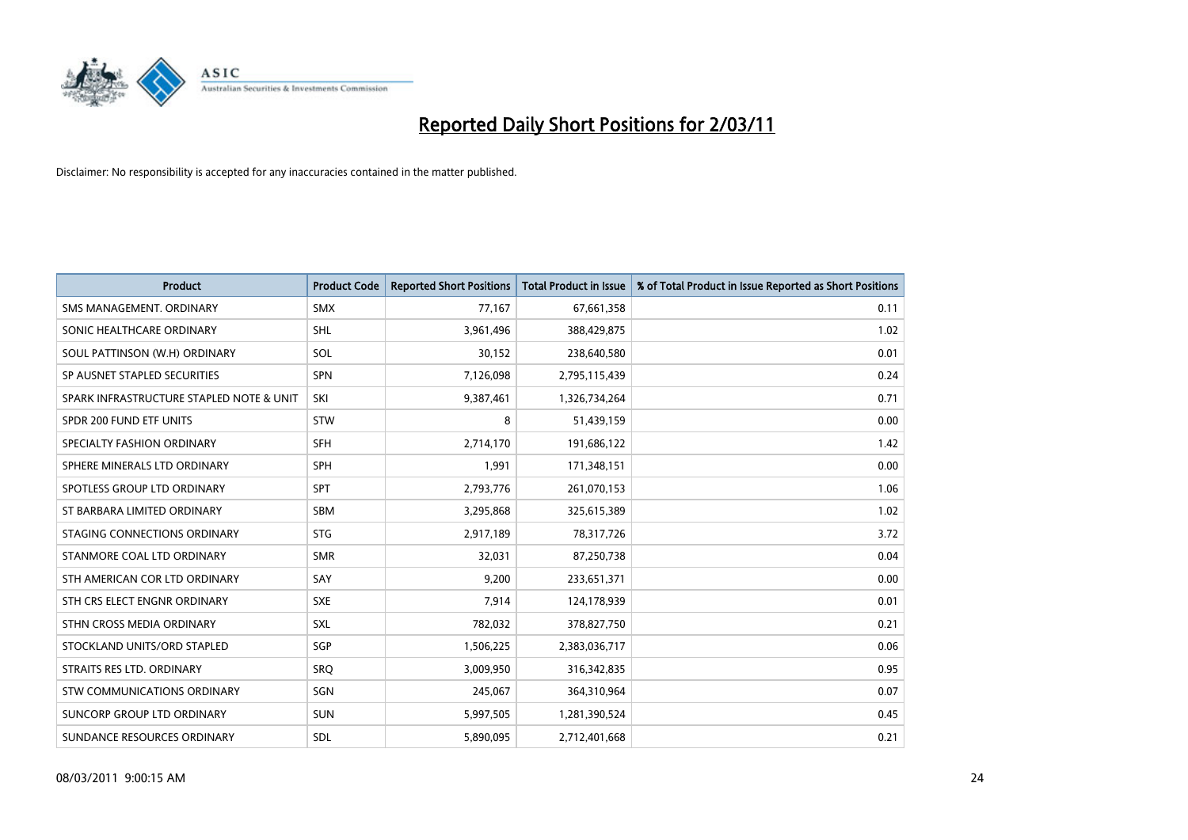# Reported Daily Short Positions for 2/03/11

Disclaimer: No responsibility is accepted for any inaccuracies contained in the matter published.

| Product | Product Code | Reported Short Positions | Total Product in Issue | % of Total Product in Issue Reported as Short Positions |
|---|---|---|---|---|
| SMS MANAGEMENT. ORDINARY | SMX | 77,167 | 67,661,358 | 0.11 |
| SONIC HEALTHCARE ORDINARY | SHL | 3,961,496 | 388,429,875 | 1.02 |
| SOUL PATTINSON (W.H) ORDINARY | SOL | 30,152 | 238,640,580 | 0.01 |
| SP AUSNET STAPLED SECURITIES | SPN | 7,126,098 | 2,795,115,439 | 0.24 |
| SPARK INFRASTRUCTURE STAPLED NOTE & UNIT | SKI | 9,387,461 | 1,326,734,264 | 0.71 |
| SPDR 200 FUND ETF UNITS | STW | 8 | 51,439,159 | 0.00 |
| SPECIALTY FASHION ORDINARY | SFH | 2,714,170 | 191,686,122 | 1.42 |
| SPHERE MINERALS LTD ORDINARY | SPH | 1,991 | 171,348,151 | 0.00 |
| SPOTLESS GROUP LTD ORDINARY | SPT | 2,793,776 | 261,070,153 | 1.06 |
| ST BARBARA LIMITED ORDINARY | SBM | 3,295,868 | 325,615,389 | 1.02 |
| STAGING CONNECTIONS ORDINARY | STG | 2,917,189 | 78,317,726 | 3.72 |
| STANMORE COAL LTD ORDINARY | SMR | 32,031 | 87,250,738 | 0.04 |
| STH AMERICAN COR LTD ORDINARY | SAY | 9,200 | 233,651,371 | 0.00 |
| STH CRS ELECT ENGNR ORDINARY | SXE | 7,914 | 124,178,939 | 0.01 |
| STHN CROSS MEDIA ORDINARY | SXL | 782,032 | 378,827,750 | 0.21 |
| STOCKLAND UNITS/ORD STAPLED | SGP | 1,506,225 | 2,383,036,717 | 0.06 |
| STRAITS RES LTD. ORDINARY | SRQ | 3,009,950 | 316,342,835 | 0.95 |
| STW COMMUNICATIONS ORDINARY | SGN | 245,067 | 364,310,964 | 0.07 |
| SUNCORP GROUP LTD ORDINARY | SUN | 5,997,505 | 1,281,390,524 | 0.45 |
| SUNDANCE RESOURCES ORDINARY | SDL | 5,890,095 | 2,712,401,668 | 0.21 |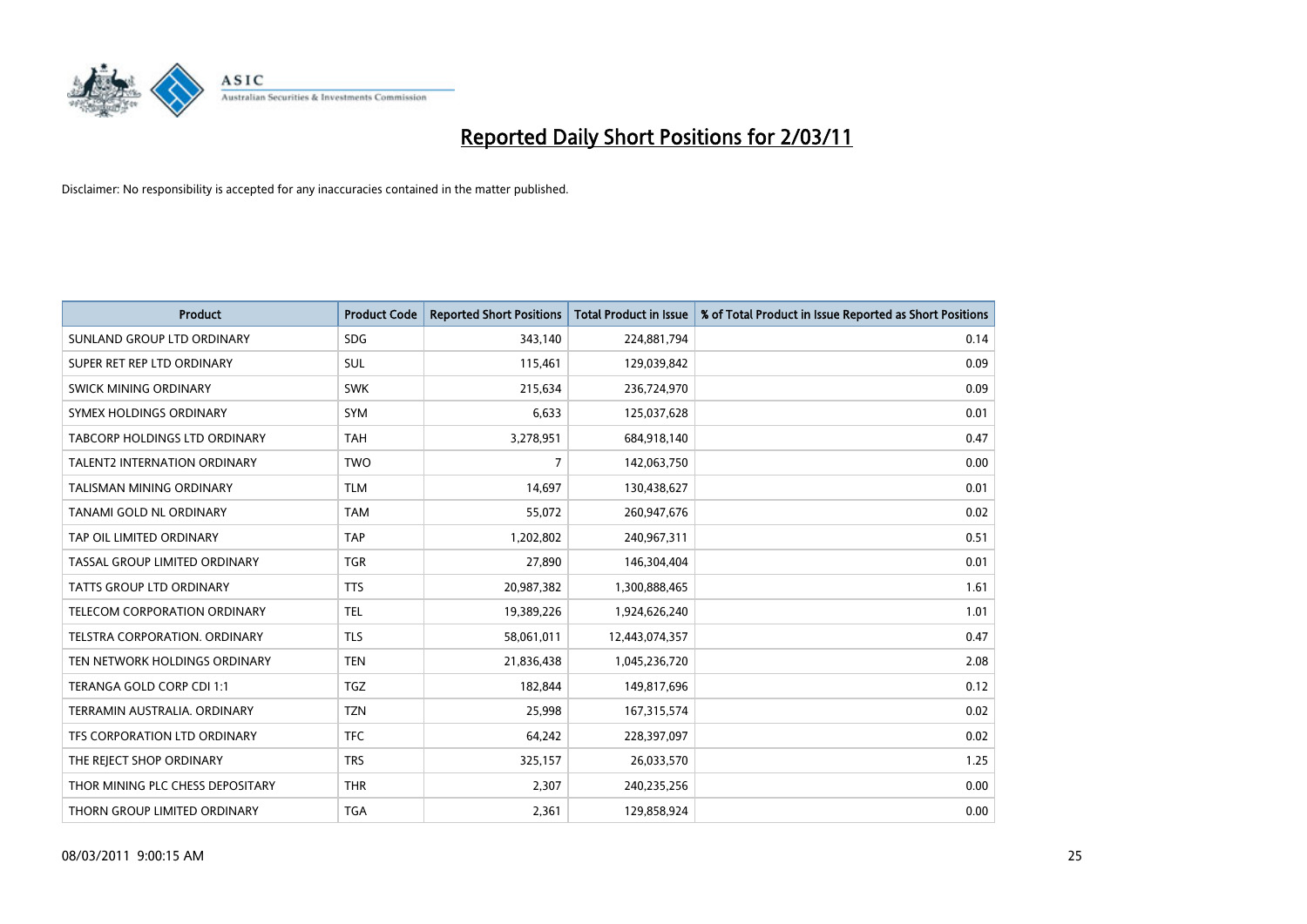# Reported Daily Short Positions for 2/03/11

Disclaimer: No responsibility is accepted for any inaccuracies contained in the matter published.

| Product | Product Code | Reported Short Positions | Total Product in Issue | % of Total Product in Issue Reported as Short Positions |
|---|---|---|---|---|
| SUNLAND GROUP LTD ORDINARY | SDG | 343,140 | 224,881,794 | 0.14 |
| SUPER RET REP LTD ORDINARY | SUL | 115,461 | 129,039,842 | 0.09 |
| SWICK MINING ORDINARY | SWK | 215,634 | 236,724,970 | 0.09 |
| SYMEX HOLDINGS ORDINARY | SYM | 6,633 | 125,037,628 | 0.01 |
| TABCORP HOLDINGS LTD ORDINARY | TAH | 3,278,951 | 684,918,140 | 0.47 |
| TALENT2 INTERNATION ORDINARY | TWO | 7 | 142,063,750 | 0.00 |
| TALISMAN MINING ORDINARY | TLM | 14,697 | 130,438,627 | 0.01 |
| TANAMI GOLD NL ORDINARY | TAM | 55,072 | 260,947,676 | 0.02 |
| TAP OIL LIMITED ORDINARY | TAP | 1,202,802 | 240,967,311 | 0.51 |
| TASSAL GROUP LIMITED ORDINARY | TGR | 27,890 | 146,304,404 | 0.01 |
| TATTS GROUP LTD ORDINARY | TTS | 20,987,382 | 1,300,888,465 | 1.61 |
| TELECOM CORPORATION ORDINARY | TEL | 19,389,226 | 1,924,626,240 | 1.01 |
| TELSTRA CORPORATION. ORDINARY | TLS | 58,061,011 | 12,443,074,357 | 0.47 |
| TEN NETWORK HOLDINGS ORDINARY | TEN | 21,836,438 | 1,045,236,720 | 2.08 |
| TERANGA GOLD CORP CDI 1:1 | TGZ | 182,844 | 149,817,696 | 0.12 |
| TERRAMIN AUSTRALIA. ORDINARY | TZN | 25,998 | 167,315,574 | 0.02 |
| TFS CORPORATION LTD ORDINARY | TFC | 64,242 | 228,397,097 | 0.02 |
| THE REJECT SHOP ORDINARY | TRS | 325,157 | 26,033,570 | 1.25 |
| THOR MINING PLC CHESS DEPOSITARY | THR | 2,307 | 240,235,256 | 0.00 |
| THORN GROUP LIMITED ORDINARY | TGA | 2,361 | 129,858,924 | 0.00 |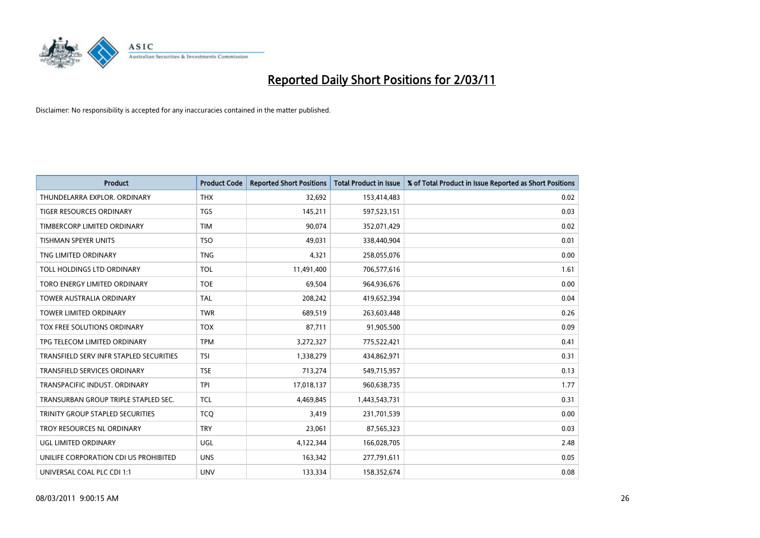# Reported Daily Short Positions for 2/03/11

Disclaimer: No responsibility is accepted for any inaccuracies contained in the matter published.

| Product | Product Code | Reported Short Positions | Total Product in Issue | % of Total Product in Issue Reported as Short Positions |
|---|---|---|---|---|
| THUNDELARRA EXPLOR. ORDINARY | THX | 32,692 | 153,414,483 | 0.02 |
| TIGER RESOURCES ORDINARY | TGS | 145,211 | 597,523,151 | 0.03 |
| TIMBERCORP LIMITED ORDINARY | TIM | 90,074 | 352,071,429 | 0.02 |
| TISHMAN SPEYER UNITS | TSO | 49,031 | 338,440,904 | 0.01 |
| TNG LIMITED ORDINARY | TNG | 4,321 | 258,055,076 | 0.00 |
| TOLL HOLDINGS LTD ORDINARY | TOL | 11,491,400 | 706,577,616 | 1.61 |
| TORO ENERGY LIMITED ORDINARY | TOE | 69,504 | 964,936,676 | 0.00 |
| TOWER AUSTRALIA ORDINARY | TAL | 208,242 | 419,652,394 | 0.04 |
| TOWER LIMITED ORDINARY | TWR | 689,519 | 263,603,448 | 0.26 |
| TOX FREE SOLUTIONS ORDINARY | TOX | 87,711 | 91,905,500 | 0.09 |
| TPG TELECOM LIMITED ORDINARY | TPM | 3,272,327 | 775,522,421 | 0.41 |
| TRANSFIELD SERV INFR STAPLED SECURITIES | TSI | 1,338,279 | 434,862,971 | 0.31 |
| TRANSFIELD SERVICES ORDINARY | TSE | 713,274 | 549,715,957 | 0.13 |
| TRANSPACIFIC INDUST. ORDINARY | TPI | 17,018,137 | 960,638,735 | 1.77 |
| TRANSURBAN GROUP TRIPLE STAPLED SEC. | TCL | 4,469,845 | 1,443,543,731 | 0.31 |
| TRINITY GROUP STAPLED SECURITIES | TCQ | 3,419 | 231,701,539 | 0.00 |
| TROY RESOURCES NL ORDINARY | TRY | 23,061 | 87,565,323 | 0.03 |
| UGL LIMITED ORDINARY | UGL | 4,122,344 | 166,028,705 | 2.48 |
| UNILIFE CORPORATION CDI US PROHIBITED | UNS | 163,342 | 277,791,611 | 0.05 |
| UNIVERSAL COAL PLC CDI 1:1 | UNV | 133,334 | 158,352,674 | 0.08 |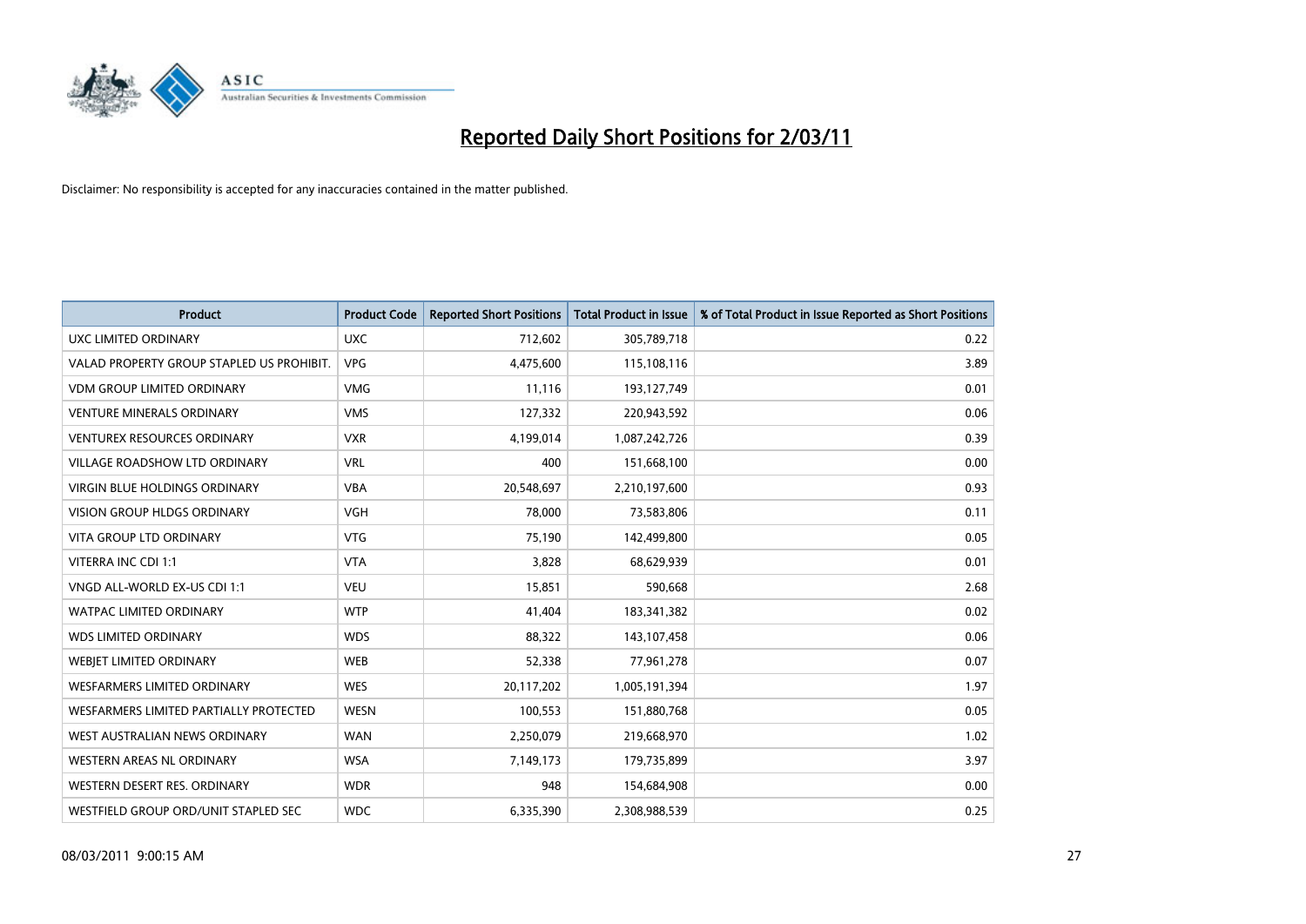# Reported Daily Short Positions for 2/03/11

Disclaimer: No responsibility is accepted for any inaccuracies contained in the matter published.

| Product | Product Code | Reported Short Positions | Total Product in Issue | % of Total Product in Issue Reported as Short Positions |
|---|---|---|---|---|
| UXC LIMITED ORDINARY | UXC | 712,602 | 305,789,718 | 0.22 |
| VALAD PROPERTY GROUP STAPLED US PROHIBIT. | VPG | 4,475,600 | 115,108,116 | 3.89 |
| VDM GROUP LIMITED ORDINARY | VMG | 11,116 | 193,127,749 | 0.01 |
| VENTURE MINERALS ORDINARY | VMS | 127,332 | 220,943,592 | 0.06 |
| VENTUREX RESOURCES ORDINARY | VXR | 4,199,014 | 1,087,242,726 | 0.39 |
| VILLAGE ROADSHOW LTD ORDINARY | VRL | 400 | 151,668,100 | 0.00 |
| VIRGIN BLUE HOLDINGS ORDINARY | VBA | 20,548,697 | 2,210,197,600 | 0.93 |
| VISION GROUP HLDGS ORDINARY | VGH | 78,000 | 73,583,806 | 0.11 |
| VITA GROUP LTD ORDINARY | VTG | 75,190 | 142,499,800 | 0.05 |
| VITERRA INC CDI 1:1 | VTA | 3,828 | 68,629,939 | 0.01 |
| VNGD ALL-WORLD EX-US CDI 1:1 | VEU | 15,851 | 590,668 | 2.68 |
| WATPAC LIMITED ORDINARY | WTP | 41,404 | 183,341,382 | 0.02 |
| WDS LIMITED ORDINARY | WDS | 88,322 | 143,107,458 | 0.06 |
| WEBJET LIMITED ORDINARY | WEB | 52,338 | 77,961,278 | 0.07 |
| WESFARMERS LIMITED ORDINARY | WES | 20,117,202 | 1,005,191,394 | 1.97 |
| WESFARMERS LIMITED PARTIALLY PROTECTED | WESN | 100,553 | 151,880,768 | 0.05 |
| WEST AUSTRALIAN NEWS ORDINARY | WAN | 2,250,079 | 219,668,970 | 1.02 |
| WESTERN AREAS NL ORDINARY | WSA | 7,149,173 | 179,735,899 | 3.97 |
| WESTERN DESERT RES. ORDINARY | WDR | 948 | 154,684,908 | 0.00 |
| WESTFIELD GROUP ORD/UNIT STAPLED SEC | WDC | 6,335,390 | 2,308,988,539 | 0.25 |

08/03/2011 9:00:15 AM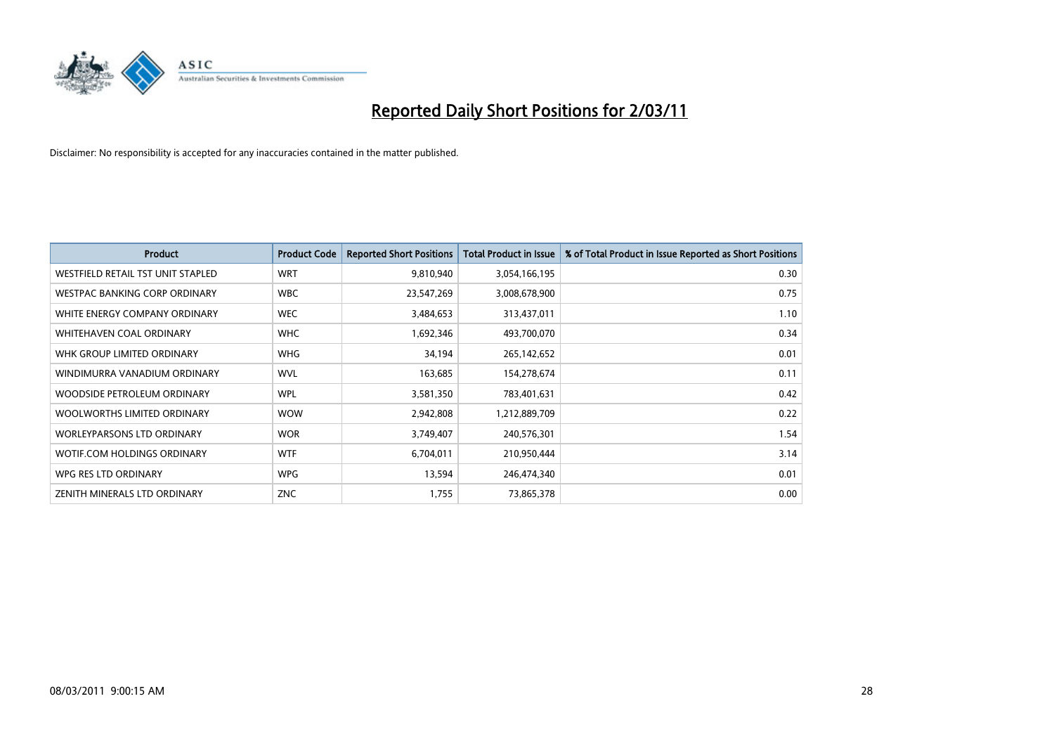# Reported Daily Short Positions for 2/03/11

Disclaimer: No responsibility is accepted for any inaccuracies contained in the matter published.

| Product | Product Code | Reported Short Positions | Total Product in Issue | % of Total Product in Issue Reported as Short Positions |
|---|---|---|---|---|
| WESTFIELD RETAIL TST UNIT STAPLED | WRT | 9,810,940 | 3,054,166,195 | 0.30 |
| WESTPAC BANKING CORP ORDINARY | WBC | 23,547,269 | 3,008,678,900 | 0.75 |
| WHITE ENERGY COMPANY ORDINARY | WEC | 3,484,653 | 313,437,011 | 1.10 |
| WHITEHAVEN COAL ORDINARY | WHC | 1,692,346 | 493,700,070 | 0.34 |
| WHK GROUP LIMITED ORDINARY | WHG | 34,194 | 265,142,652 | 0.01 |
| WINDIMURRA VANADIUM ORDINARY | WVL | 163,685 | 154,278,674 | 0.11 |
| WOODSIDE PETROLEUM ORDINARY | WPL | 3,581,350 | 783,401,631 | 0.42 |
| WOOLWORTHS LIMITED ORDINARY | WOW | 2,942,808 | 1,212,889,709 | 0.22 |
| WORLEYPARSONS LTD ORDINARY | WOR | 3,749,407 | 240,576,301 | 1.54 |
| WOTIF.COM HOLDINGS ORDINARY | WTF | 6,704,011 | 210,950,444 | 3.14 |
| WPG RES LTD ORDINARY | WPG | 13,594 | 246,474,340 | 0.01 |
| ZENITH MINERALS LTD ORDINARY | ZNC | 1,755 | 73,865,378 | 0.00 |

08/03/2011 9:00:15 AM